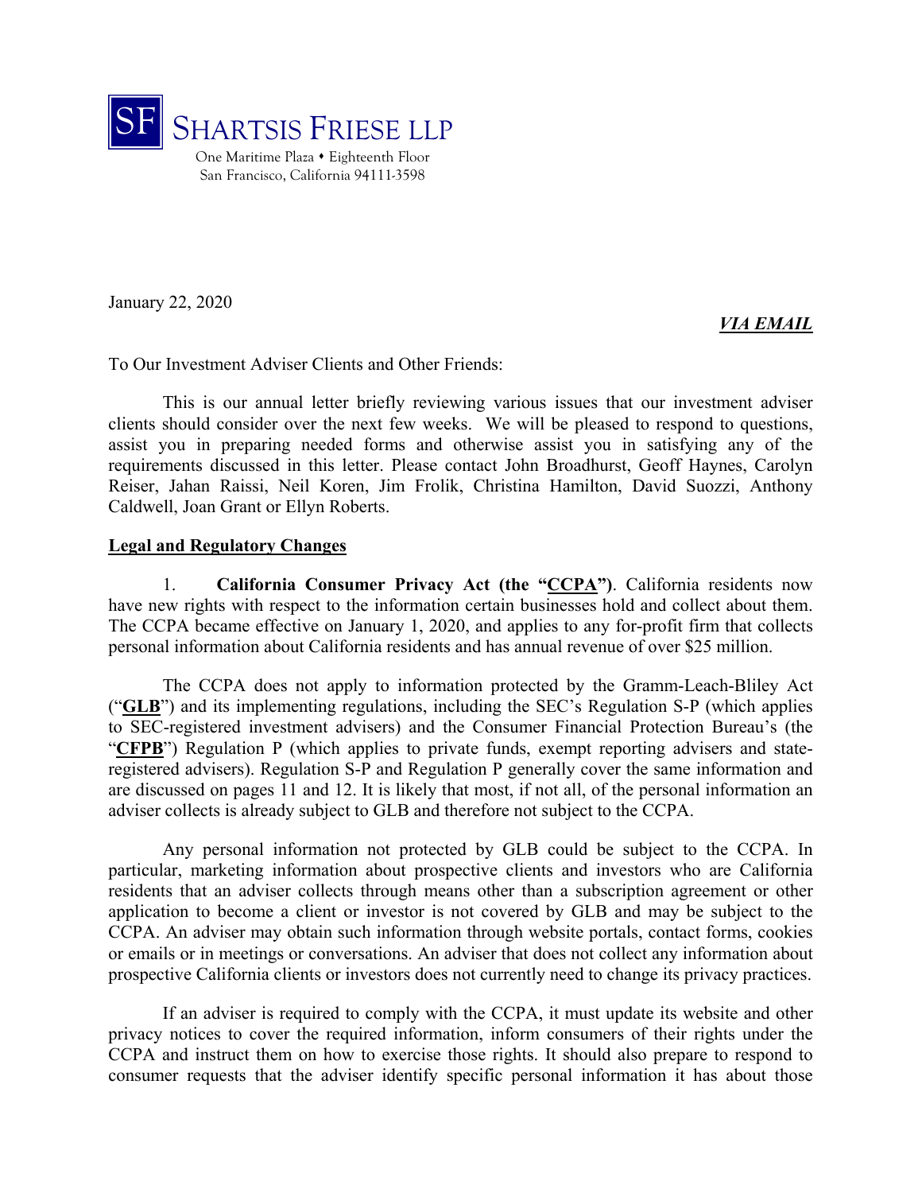SF SHARTSIS FRIESE LLP

One Maritime Plaza • Eighteenth Floor
San Francisco, California 94111-3598

January 22, 2020

***VIA EMAIL***

To Our Investment Adviser Clients and Other Friends:

This is our annual letter briefly reviewing various issues that our investment adviser clients should consider over the next few weeks. We will be pleased to respond to questions, assist you in preparing needed forms and otherwise assist you in satisfying any of the requirements discussed in this letter. Please contact John Broadhurst, Geoff Haynes, Carolyn Reiser, Jahan Raissi, Neil Koren, Jim Frolik, Christina Hamilton, David Suozzi, Anthony Caldwell, Joan Grant or Ellyn Roberts.

## Legal and Regulatory Changes

1. **California Consumer Privacy Act (the "CCPA")**. California residents now have new rights with respect to the information certain businesses hold and collect about them. The CCPA became effective on January 1, 2020, and applies to any for-profit firm that collects personal information about California residents and has annual revenue of over $25 million.

The CCPA does not apply to information protected by the Gramm-Leach-Bliley Act ("**GLB**") and its implementing regulations, including the SEC's Regulation S-P (which applies to SEC-registered investment advisers) and the Consumer Financial Protection Bureau's (the "**CFPB**") Regulation P (which applies to private funds, exempt reporting advisers and state-registered advisers). Regulation S-P and Regulation P generally cover the same information and are discussed on pages 11 and 12. It is likely that most, if not all, of the personal information an adviser collects is already subject to GLB and therefore not subject to the CCPA.

Any personal information not protected by GLB could be subject to the CCPA. In particular, marketing information about prospective clients and investors who are California residents that an adviser collects through means other than a subscription agreement or other application to become a client or investor is not covered by GLB and may be subject to the CCPA. An adviser may obtain such information through website portals, contact forms, cookies or emails or in meetings or conversations. An adviser that does not collect any information about prospective California clients or investors does not currently need to change its privacy practices.

If an adviser is required to comply with the CCPA, it must update its website and other privacy notices to cover the required information, inform consumers of their rights under the CCPA and instruct them on how to exercise those rights. It should also prepare to respond to consumer requests that the adviser identify specific personal information it has about those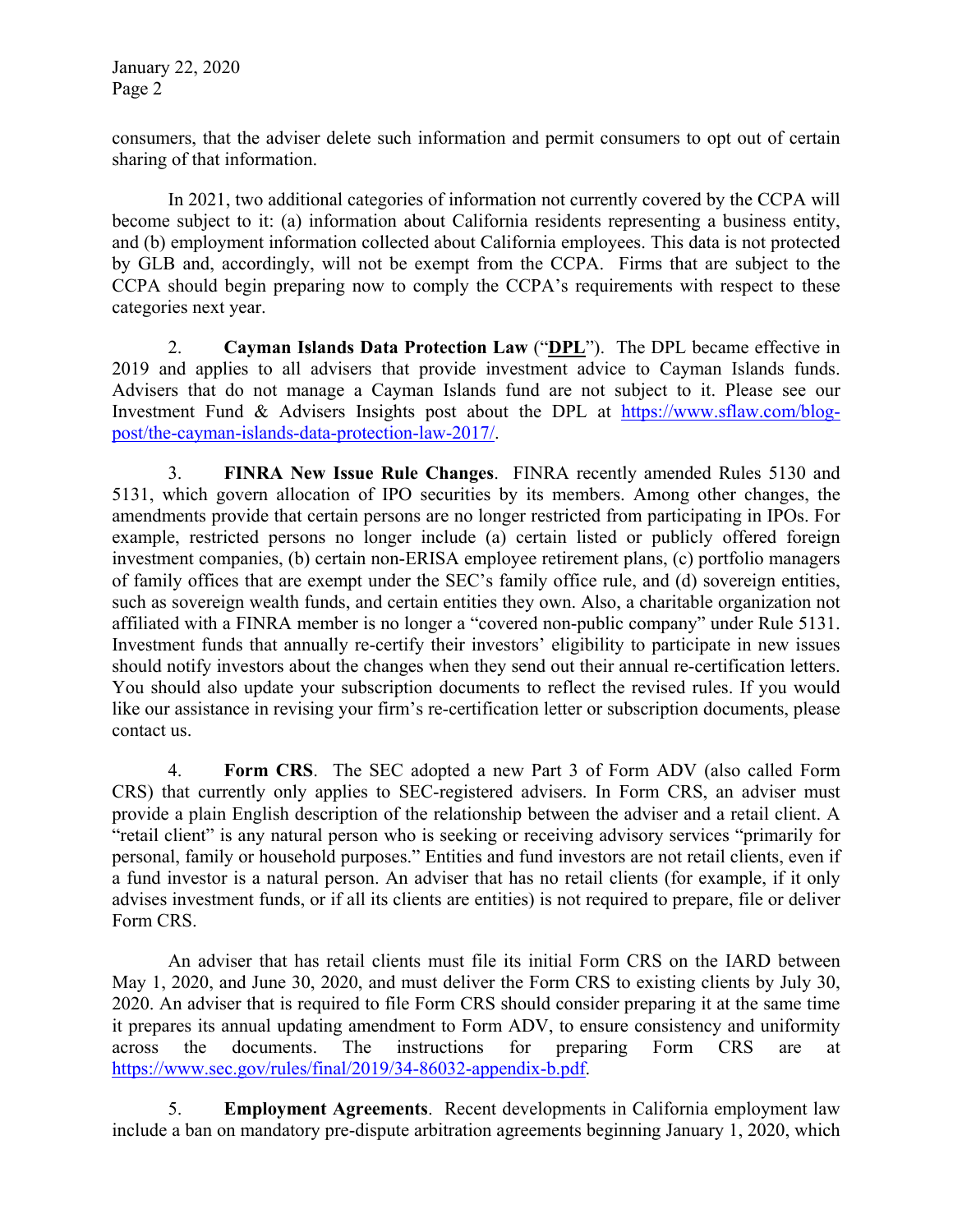consumers, that the adviser delete such information and permit consumers to opt out of certain sharing of that information.

In 2021, two additional categories of information not currently covered by the CCPA will become subject to it: (a) information about California residents representing a business entity, and (b) employment information collected about California employees. This data is not protected by GLB and, accordingly, will not be exempt from the CCPA. Firms that are subject to the CCPA should begin preparing now to comply the CCPA's requirements with respect to these categories next year.

2. **Cayman Islands Data Protection Law** ("**DPL**"). The DPL became effective in 2019 and applies to all advisers that provide investment advice to Cayman Islands funds. Advisers that do not manage a Cayman Islands fund are not subject to it. Please see our Investment Fund & Advisers Insights post about the DPL at https://www.sflaw.com/blog-post/the-cayman-islands-data-protection-law-2017/.

3. **FINRA New Issue Rule Changes**. FINRA recently amended Rules 5130 and 5131, which govern allocation of IPO securities by its members. Among other changes, the amendments provide that certain persons are no longer restricted from participating in IPOs. For example, restricted persons no longer include (a) certain listed or publicly offered foreign investment companies, (b) certain non-ERISA employee retirement plans, (c) portfolio managers of family offices that are exempt under the SEC's family office rule, and (d) sovereign entities, such as sovereign wealth funds, and certain entities they own. Also, a charitable organization not affiliated with a FINRA member is no longer a "covered non-public company" under Rule 5131. Investment funds that annually re-certify their investors' eligibility to participate in new issues should notify investors about the changes when they send out their annual re-certification letters. You should also update your subscription documents to reflect the revised rules. If you would like our assistance in revising your firm's re-certification letter or subscription documents, please contact us.

4. **Form CRS**. The SEC adopted a new Part 3 of Form ADV (also called Form CRS) that currently only applies to SEC-registered advisers. In Form CRS, an adviser must provide a plain English description of the relationship between the adviser and a retail client. A "retail client" is any natural person who is seeking or receiving advisory services "primarily for personal, family or household purposes." Entities and fund investors are not retail clients, even if a fund investor is a natural person. An adviser that has no retail clients (for example, if it only advises investment funds, or if all its clients are entities) is not required to prepare, file or deliver Form CRS.

An adviser that has retail clients must file its initial Form CRS on the IARD between May 1, 2020, and June 30, 2020, and must deliver the Form CRS to existing clients by July 30, 2020. An adviser that is required to file Form CRS should consider preparing it at the same time it prepares its annual updating amendment to Form ADV, to ensure consistency and uniformity across the documents. The instructions for preparing Form CRS are at https://www.sec.gov/rules/final/2019/34-86032-appendix-b.pdf.

5. **Employment Agreements**. Recent developments in California employment law include a ban on mandatory pre-dispute arbitration agreements beginning January 1, 2020, which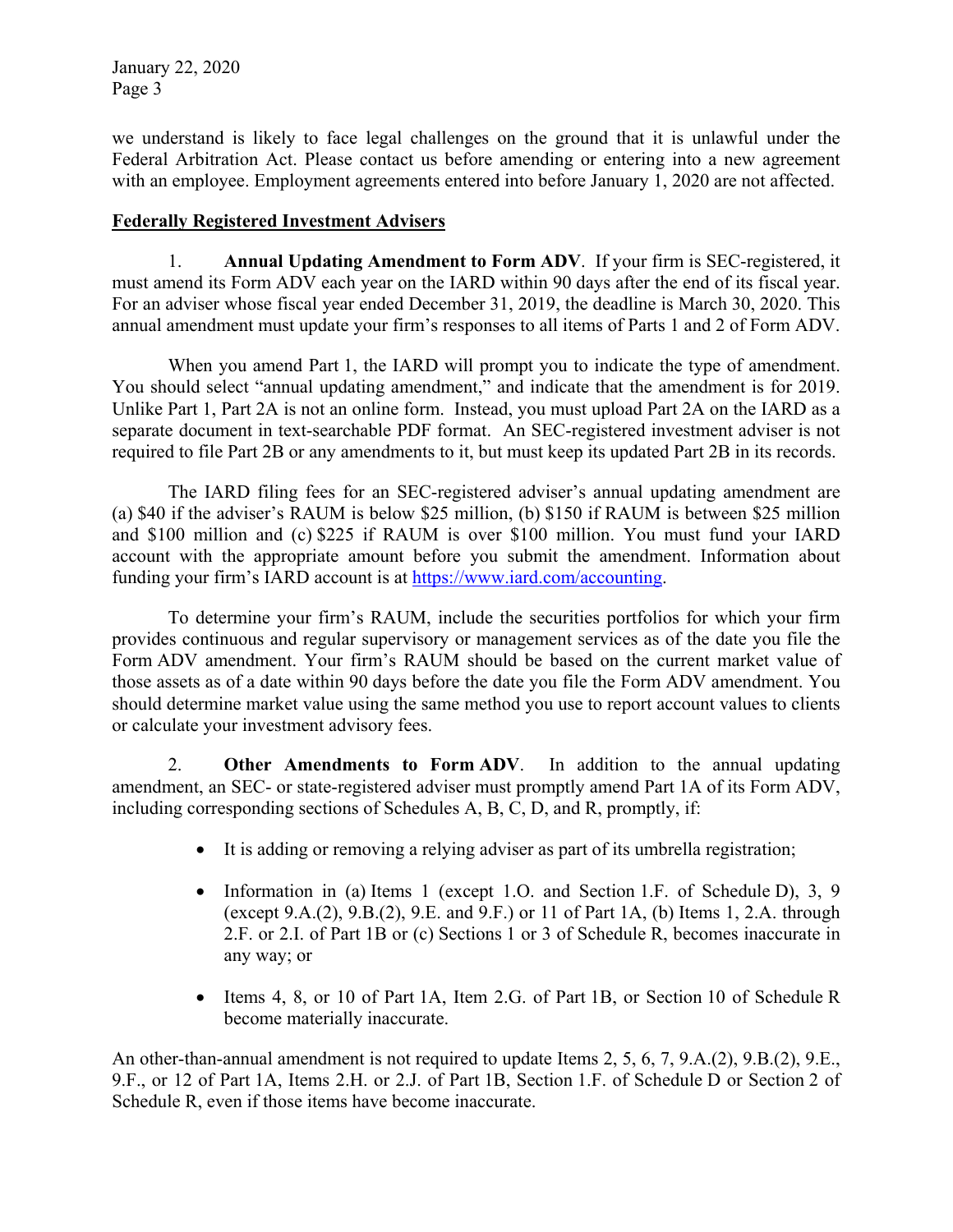we understand is likely to face legal challenges on the ground that it is unlawful under the Federal Arbitration Act. Please contact us before amending or entering into a new agreement with an employee. Employment agreements entered into before January 1, 2020 are not affected.

## Federally Registered Investment Advisers

1. **Annual Updating Amendment to Form ADV**. If your firm is SEC-registered, it must amend its Form ADV each year on the IARD within 90 days after the end of its fiscal year. For an adviser whose fiscal year ended December 31, 2019, the deadline is March 30, 2020. This annual amendment must update your firm's responses to all items of Parts 1 and 2 of Form ADV.

When you amend Part 1, the IARD will prompt you to indicate the type of amendment. You should select "annual updating amendment," and indicate that the amendment is for 2019. Unlike Part 1, Part 2A is not an online form. Instead, you must upload Part 2A on the IARD as a separate document in text-searchable PDF format. An SEC-registered investment adviser is not required to file Part 2B or any amendments to it, but must keep its updated Part 2B in its records.

The IARD filing fees for an SEC-registered adviser's annual updating amendment are (a) $40 if the adviser's RAUM is below $25 million, (b) $150 if RAUM is between $25 million and $100 million and (c) $225 if RAUM is over $100 million. You must fund your IARD account with the appropriate amount before you submit the amendment. Information about funding your firm's IARD account is at [https://www.iard.com/accounting](https://www.iard.com/accounting).

To determine your firm's RAUM, include the securities portfolios for which your firm provides continuous and regular supervisory or management services as of the date you file the Form ADV amendment. Your firm's RAUM should be based on the current market value of those assets as of a date within 90 days before the date you file the Form ADV amendment. You should determine market value using the same method you use to report account values to clients or calculate your investment advisory fees.

2. **Other Amendments to Form ADV**. In addition to the annual updating amendment, an SEC- or state-registered adviser must promptly amend Part 1A of its Form ADV, including corresponding sections of Schedules A, B, C, D, and R, promptly, if:

- It is adding or removing a relying adviser as part of its umbrella registration;
- Information in (a) Items 1 (except 1.O. and Section 1.F. of Schedule D), 3, 9 (except 9.A.(2), 9.B.(2), 9.E. and 9.F.) or 11 of Part 1A, (b) Items 1, 2.A. through 2.F. or 2.I. of Part 1B or (c) Sections 1 or 3 of Schedule R, becomes inaccurate in any way; or
- Items 4, 8, or 10 of Part 1A, Item 2.G. of Part 1B, or Section 10 of Schedule R become materially inaccurate.

An other-than-annual amendment is not required to update Items 2, 5, 6, 7, 9.A.(2), 9.B.(2), 9.E., 9.F., or 12 of Part 1A, Items 2.H. or 2.J. of Part 1B, Section 1.F. of Schedule D or Section 2 of Schedule R, even if those items have become inaccurate.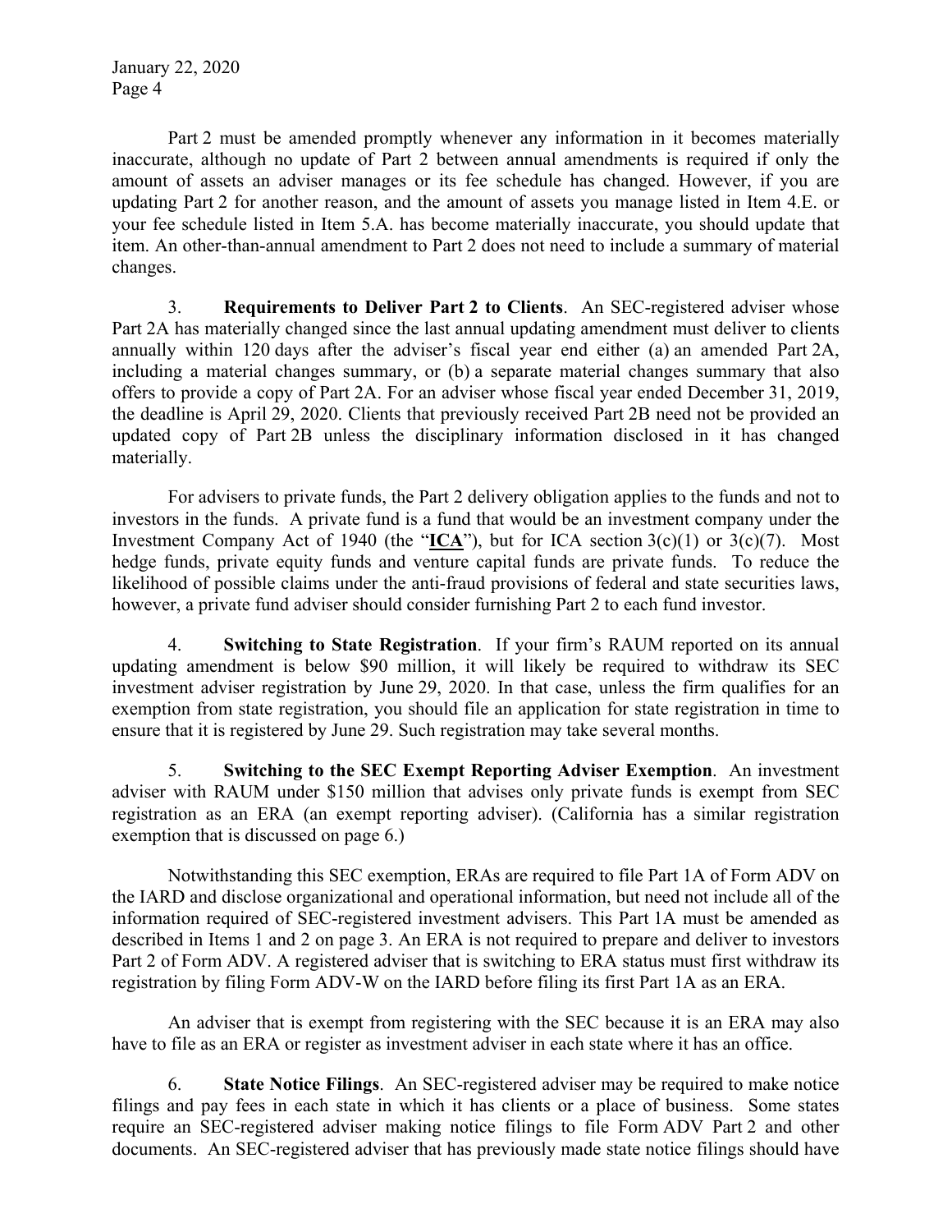Part 2 must be amended promptly whenever any information in it becomes materially inaccurate, although no update of Part 2 between annual amendments is required if only the amount of assets an adviser manages or its fee schedule has changed. However, if you are updating Part 2 for another reason, and the amount of assets you manage listed in Item 4.E. or your fee schedule listed in Item 5.A. has become materially inaccurate, you should update that item. An other-than-annual amendment to Part 2 does not need to include a summary of material changes.

3. **Requirements to Deliver Part 2 to Clients**. An SEC-registered adviser whose Part 2A has materially changed since the last annual updating amendment must deliver to clients annually within 120 days after the adviser's fiscal year end either (a) an amended Part 2A, including a material changes summary, or (b) a separate material changes summary that also offers to provide a copy of Part 2A. For an adviser whose fiscal year ended December 31, 2019, the deadline is April 29, 2020. Clients that previously received Part 2B need not be provided an updated copy of Part 2B unless the disciplinary information disclosed in it has changed materially.

For advisers to private funds, the Part 2 delivery obligation applies to the funds and not to investors in the funds. A private fund is a fund that would be an investment company under the Investment Company Act of 1940 (the "**ICA**"), but for ICA section 3(c)(1) or 3(c)(7). Most hedge funds, private equity funds and venture capital funds are private funds. To reduce the likelihood of possible claims under the anti-fraud provisions of federal and state securities laws, however, a private fund adviser should consider furnishing Part 2 to each fund investor.

4. **Switching to State Registration**. If your firm's RAUM reported on its annual updating amendment is below $90 million, it will likely be required to withdraw its SEC investment adviser registration by June 29, 2020. In that case, unless the firm qualifies for an exemption from state registration, you should file an application for state registration in time to ensure that it is registered by June 29. Such registration may take several months.

5. **Switching to the SEC Exempt Reporting Adviser Exemption**. An investment adviser with RAUM under $150 million that advises only private funds is exempt from SEC registration as an ERA (an exempt reporting adviser). (California has a similar registration exemption that is discussed on page 6.)

Notwithstanding this SEC exemption, ERAs are required to file Part 1A of Form ADV on the IARD and disclose organizational and operational information, but need not include all of the information required of SEC-registered investment advisers. This Part 1A must be amended as described in Items 1 and 2 on page 3. An ERA is not required to prepare and deliver to investors Part 2 of Form ADV. A registered adviser that is switching to ERA status must first withdraw its registration by filing Form ADV-W on the IARD before filing its first Part 1A as an ERA.

An adviser that is exempt from registering with the SEC because it is an ERA may also have to file as an ERA or register as investment adviser in each state where it has an office.

6. **State Notice Filings**. An SEC-registered adviser may be required to make notice filings and pay fees in each state in which it has clients or a place of business. Some states require an SEC-registered adviser making notice filings to file Form ADV Part 2 and other documents. An SEC-registered adviser that has previously made state notice filings should have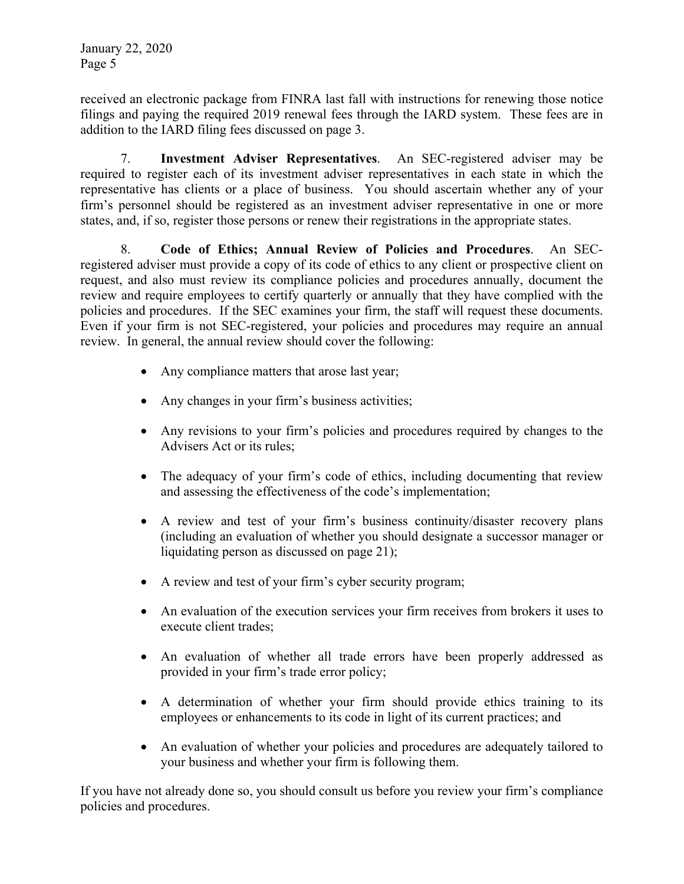received an electronic package from FINRA last fall with instructions for renewing those notice filings and paying the required 2019 renewal fees through the IARD system. These fees are in addition to the IARD filing fees discussed on page 3.

7. **Investment Adviser Representatives**. An SEC-registered adviser may be required to register each of its investment adviser representatives in each state in which the representative has clients or a place of business. You should ascertain whether any of your firm's personnel should be registered as an investment adviser representative in one or more states, and, if so, register those persons or renew their registrations in the appropriate states.

8. **Code of Ethics; Annual Review of Policies and Procedures**. An SEC-registered adviser must provide a copy of its code of ethics to any client or prospective client on request, and also must review its compliance policies and procedures annually, document the review and require employees to certify quarterly or annually that they have complied with the policies and procedures. If the SEC examines your firm, the staff will request these documents. Even if your firm is not SEC-registered, your policies and procedures may require an annual review. In general, the annual review should cover the following:

- Any compliance matters that arose last year;
- Any changes in your firm's business activities;
- Any revisions to your firm's policies and procedures required by changes to the Advisers Act or its rules;
- The adequacy of your firm's code of ethics, including documenting that review and assessing the effectiveness of the code's implementation;
- A review and test of your firm's business continuity/disaster recovery plans (including an evaluation of whether you should designate a successor manager or liquidating person as discussed on page 21);
- A review and test of your firm's cyber security program;
- An evaluation of the execution services your firm receives from brokers it uses to execute client trades;
- An evaluation of whether all trade errors have been properly addressed as provided in your firm's trade error policy;
- A determination of whether your firm should provide ethics training to its employees or enhancements to its code in light of its current practices; and
- An evaluation of whether your policies and procedures are adequately tailored to your business and whether your firm is following them.

If you have not already done so, you should consult us before you review your firm's compliance policies and procedures.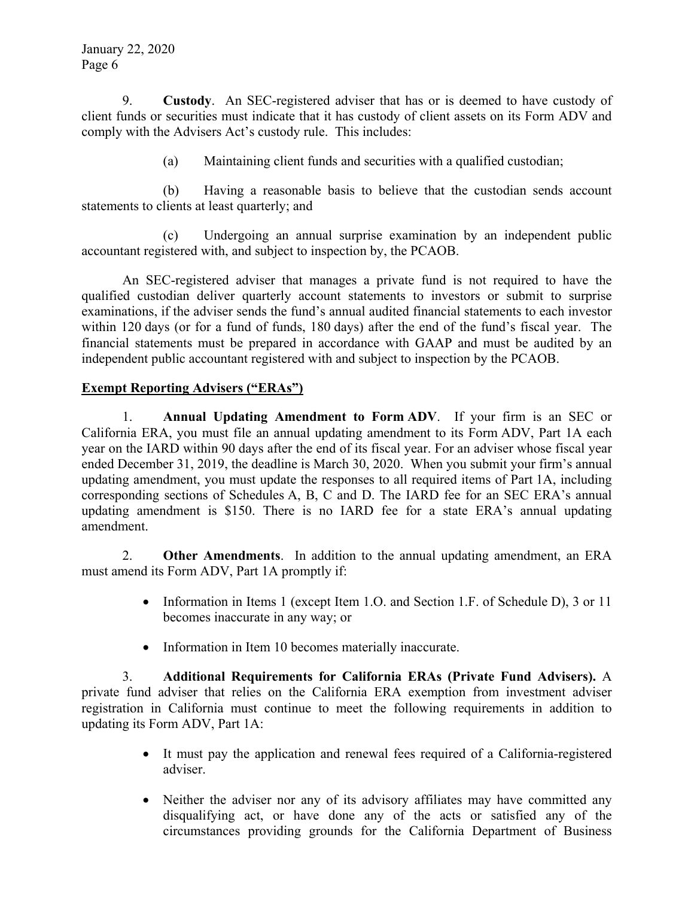9. **Custody**. An SEC-registered adviser that has or is deemed to have custody of client funds or securities must indicate that it has custody of client assets on its Form ADV and comply with the Advisers Act's custody rule. This includes:

(a) Maintaining client funds and securities with a qualified custodian;

(b) Having a reasonable basis to believe that the custodian sends account statements to clients at least quarterly; and

(c) Undergoing an annual surprise examination by an independent public accountant registered with, and subject to inspection by, the PCAOB.

An SEC-registered adviser that manages a private fund is not required to have the qualified custodian deliver quarterly account statements to investors or submit to surprise examinations, if the adviser sends the fund's annual audited financial statements to each investor within 120 days (or for a fund of funds, 180 days) after the end of the fund's fiscal year. The financial statements must be prepared in accordance with GAAP and must be audited by an independent public accountant registered with and subject to inspection by the PCAOB.

**Exempt Reporting Advisers ("ERAs")**

1. **Annual Updating Amendment to Form ADV**. If your firm is an SEC or California ERA, you must file an annual updating amendment to its Form ADV, Part 1A each year on the IARD within 90 days after the end of its fiscal year. For an adviser whose fiscal year ended December 31, 2019, the deadline is March 30, 2020. When you submit your firm's annual updating amendment, you must update the responses to all required items of Part 1A, including corresponding sections of Schedules A, B, C and D. The IARD fee for an SEC ERA's annual updating amendment is $150. There is no IARD fee for a state ERA's annual updating amendment.

2. **Other Amendments**. In addition to the annual updating amendment, an ERA must amend its Form ADV, Part 1A promptly if:

- Information in Items 1 (except Item 1.O. and Section 1.F. of Schedule D), 3 or 11 becomes inaccurate in any way; or
- Information in Item 10 becomes materially inaccurate.

3. **Additional Requirements for California ERAs (Private Fund Advisers).** A private fund adviser that relies on the California ERA exemption from investment adviser registration in California must continue to meet the following requirements in addition to updating its Form ADV, Part 1A:

- It must pay the application and renewal fees required of a California-registered adviser.
- Neither the adviser nor any of its advisory affiliates may have committed any disqualifying act, or have done any of the acts or satisfied any of the circumstances providing grounds for the California Department of Business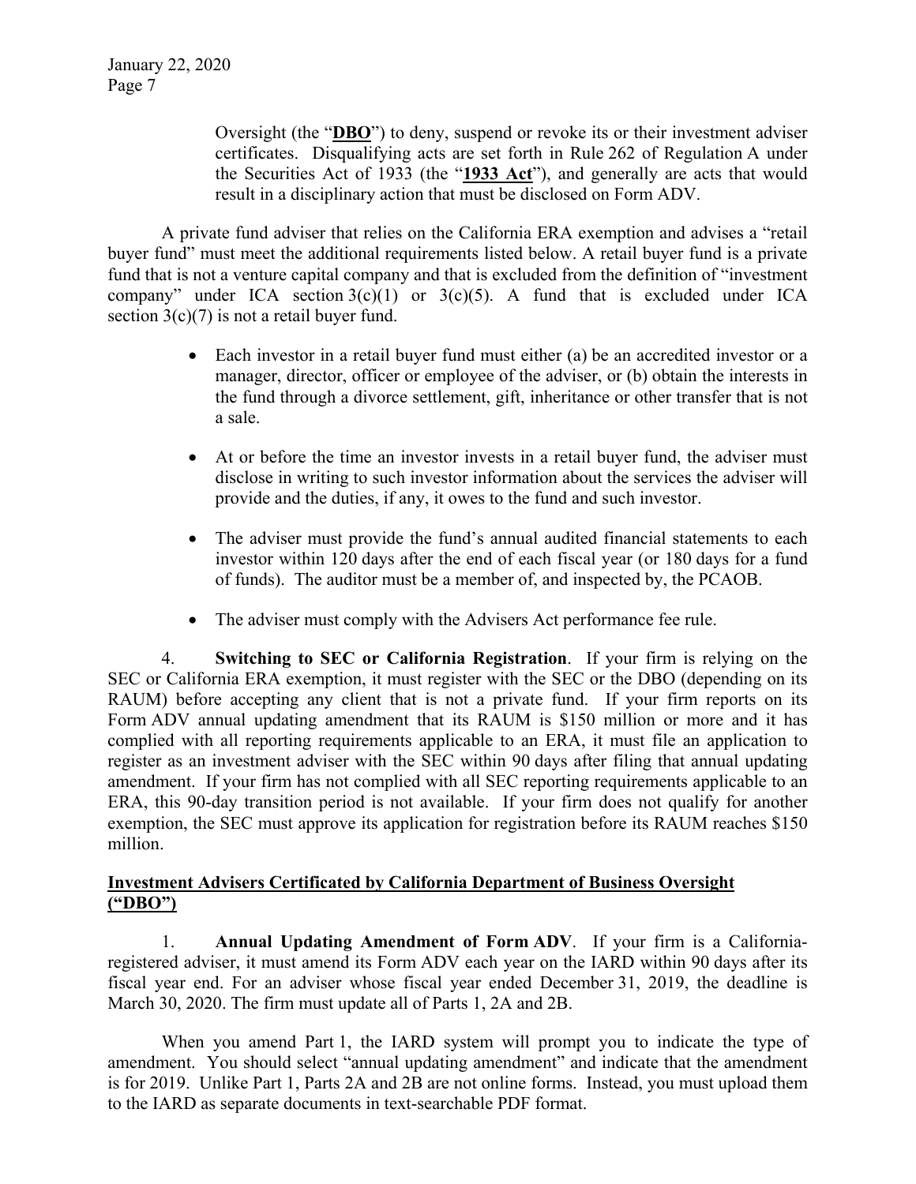Oversight (the "**DBO**") to deny, suspend or revoke its or their investment adviser certificates. Disqualifying acts are set forth in Rule 262 of Regulation A under the Securities Act of 1933 (the "**1933 Act**"), and generally are acts that would result in a disciplinary action that must be disclosed on Form ADV.

A private fund adviser that relies on the California ERA exemption and advises a "retail buyer fund" must meet the additional requirements listed below. A retail buyer fund is a private fund that is not a venture capital company and that is excluded from the definition of "investment company" under ICA section 3(c)(1) or 3(c)(5). A fund that is excluded under ICA section 3(c)(7) is not a retail buyer fund.

- Each investor in a retail buyer fund must either (a) be an accredited investor or a manager, director, officer or employee of the adviser, or (b) obtain the interests in the fund through a divorce settlement, gift, inheritance or other transfer that is not a sale.
- At or before the time an investor invests in a retail buyer fund, the adviser must disclose in writing to such investor information about the services the adviser will provide and the duties, if any, it owes to the fund and such investor.
- The adviser must provide the fund's annual audited financial statements to each investor within 120 days after the end of each fiscal year (or 180 days for a fund of funds). The auditor must be a member of, and inspected by, the PCAOB.
- The adviser must comply with the Advisers Act performance fee rule.

4. **Switching to SEC or California Registration**. If your firm is relying on the SEC or California ERA exemption, it must register with the SEC or the DBO (depending on its RAUM) before accepting any client that is not a private fund. If your firm reports on its Form ADV annual updating amendment that its RAUM is $150 million or more and it has complied with all reporting requirements applicable to an ERA, it must file an application to register as an investment adviser with the SEC within 90 days after filing that annual updating amendment. If your firm has not complied with all SEC reporting requirements applicable to an ERA, this 90-day transition period is not available. If your firm does not qualify for another exemption, the SEC must approve its application for registration before its RAUM reaches $150 million.

## Investment Advisers Certificated by California Department of Business Oversight ("DBO")

1. **Annual Updating Amendment of Form ADV**. If your firm is a California-registered adviser, it must amend its Form ADV each year on the IARD within 90 days after its fiscal year end. For an adviser whose fiscal year ended December 31, 2019, the deadline is March 30, 2020. The firm must update all of Parts 1, 2A and 2B.

When you amend Part 1, the IARD system will prompt you to indicate the type of amendment. You should select "annual updating amendment" and indicate that the amendment is for 2019. Unlike Part 1, Parts 2A and 2B are not online forms. Instead, you must upload them to the IARD as separate documents in text-searchable PDF format.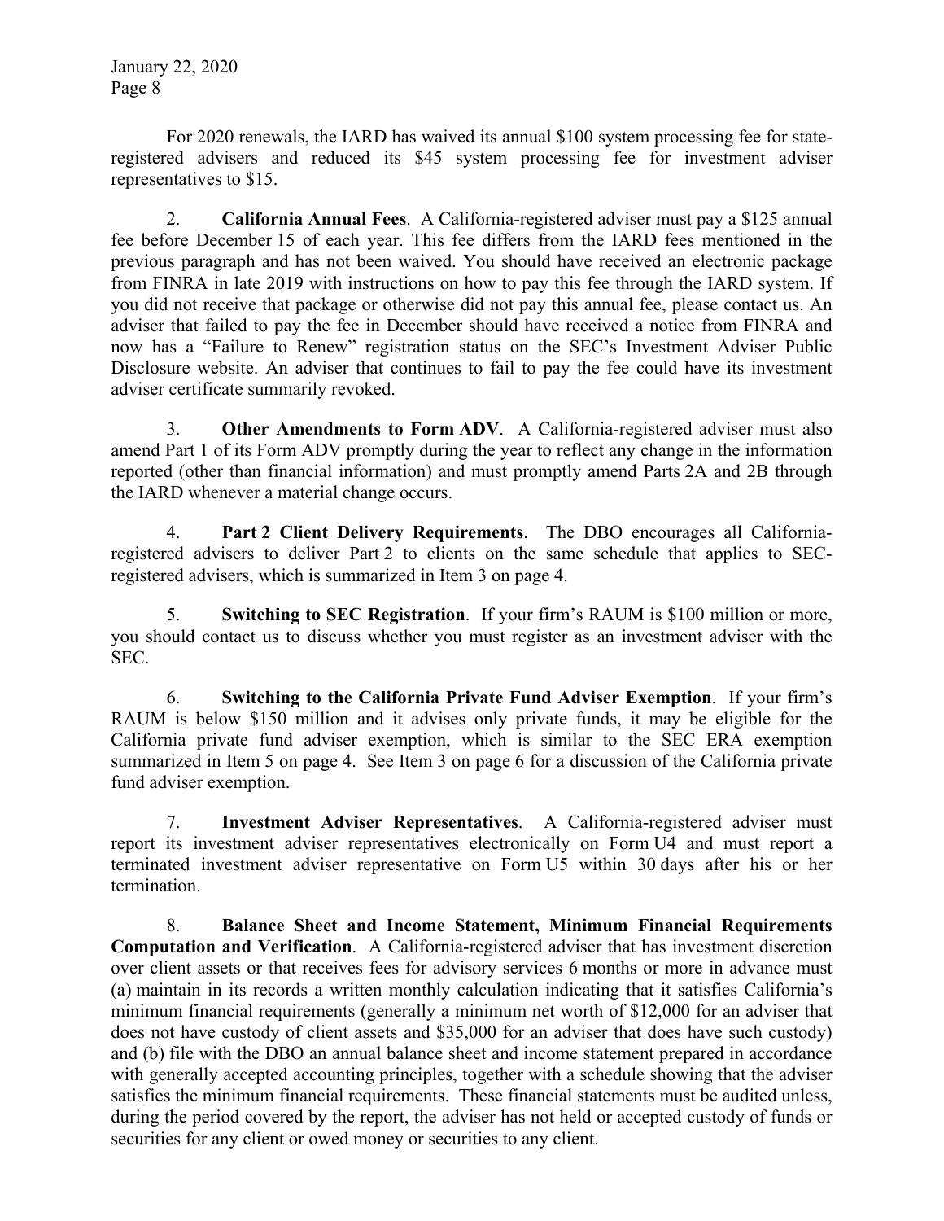For 2020 renewals, the IARD has waived its annual $100 system processing fee for state-registered advisers and reduced its $45 system processing fee for investment adviser representatives to $15.

2. **California Annual Fees**. A California-registered adviser must pay a $125 annual fee before December 15 of each year. This fee differs from the IARD fees mentioned in the previous paragraph and has not been waived. You should have received an electronic package from FINRA in late 2019 with instructions on how to pay this fee through the IARD system. If you did not receive that package or otherwise did not pay this annual fee, please contact us. An adviser that failed to pay the fee in December should have received a notice from FINRA and now has a "Failure to Renew" registration status on the SEC's Investment Adviser Public Disclosure website. An adviser that continues to fail to pay the fee could have its investment adviser certificate summarily revoked.

3. **Other Amendments to Form ADV**. A California-registered adviser must also amend Part 1 of its Form ADV promptly during the year to reflect any change in the information reported (other than financial information) and must promptly amend Parts 2A and 2B through the IARD whenever a material change occurs.

4. **Part 2 Client Delivery Requirements**. The DBO encourages all California-registered advisers to deliver Part 2 to clients on the same schedule that applies to SEC-registered advisers, which is summarized in Item 3 on page 4.

5. **Switching to SEC Registration**. If your firm's RAUM is $100 million or more, you should contact us to discuss whether you must register as an investment adviser with the SEC.

6. **Switching to the California Private Fund Adviser Exemption**. If your firm's RAUM is below $150 million and it advises only private funds, it may be eligible for the California private fund adviser exemption, which is similar to the SEC ERA exemption summarized in Item 5 on page 4. See Item 3 on page 6 for a discussion of the California private fund adviser exemption.

7. **Investment Adviser Representatives**. A California-registered adviser must report its investment adviser representatives electronically on Form U4 and must report a terminated investment adviser representative on Form U5 within 30 days after his or her termination.

8. **Balance Sheet and Income Statement, Minimum Financial Requirements Computation and Verification**. A California-registered adviser that has investment discretion over client assets or that receives fees for advisory services 6 months or more in advance must (a) maintain in its records a written monthly calculation indicating that it satisfies California's minimum financial requirements (generally a minimum net worth of $12,000 for an adviser that does not have custody of client assets and $35,000 for an adviser that does have such custody) and (b) file with the DBO an annual balance sheet and income statement prepared in accordance with generally accepted accounting principles, together with a schedule showing that the adviser satisfies the minimum financial requirements. These financial statements must be audited unless, during the period covered by the report, the adviser has not held or accepted custody of funds or securities for any client or owed money or securities to any client.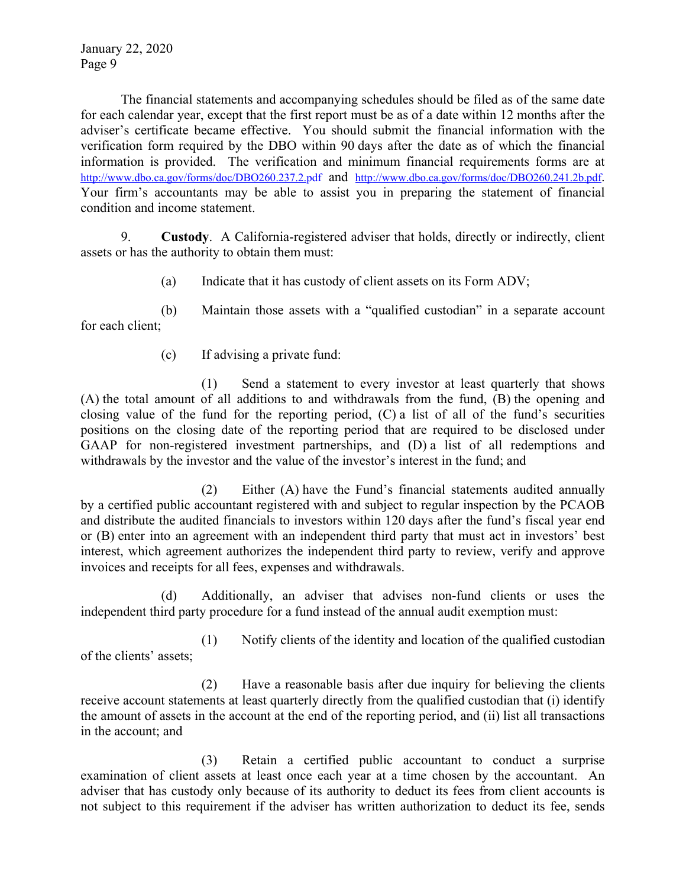The financial statements and accompanying schedules should be filed as of the same date for each calendar year, except that the first report must be as of a date within 12 months after the adviser's certificate became effective. You should submit the financial information with the verification form required by the DBO within 90 days after the date as of which the financial information is provided. The verification and minimum financial requirements forms are at http://www.dbo.ca.gov/forms/doc/DBO260.237.2.pdf and http://www.dbo.ca.gov/forms/doc/DBO260.241.2b.pdf. Your firm's accountants may be able to assist you in preparing the statement of financial condition and income statement.

9. **Custody**. A California-registered adviser that holds, directly or indirectly, client assets or has the authority to obtain them must:

(a) Indicate that it has custody of client assets on its Form ADV;

(b) Maintain those assets with a "qualified custodian" in a separate account for each client;

(c) If advising a private fund:

(1) Send a statement to every investor at least quarterly that shows (A) the total amount of all additions to and withdrawals from the fund, (B) the opening and closing value of the fund for the reporting period, (C) a list of all of the fund's securities positions on the closing date of the reporting period that are required to be disclosed under GAAP for non-registered investment partnerships, and (D) a list of all redemptions and withdrawals by the investor and the value of the investor's interest in the fund; and

(2) Either (A) have the Fund's financial statements audited annually by a certified public accountant registered with and subject to regular inspection by the PCAOB and distribute the audited financials to investors within 120 days after the fund's fiscal year end or (B) enter into an agreement with an independent third party that must act in investors' best interest, which agreement authorizes the independent third party to review, verify and approve invoices and receipts for all fees, expenses and withdrawals.

(d) Additionally, an adviser that advises non-fund clients or uses the independent third party procedure for a fund instead of the annual audit exemption must:

(1) Notify clients of the identity and location of the qualified custodian of the clients' assets;

(2) Have a reasonable basis after due inquiry for believing the clients receive account statements at least quarterly directly from the qualified custodian that (i) identify the amount of assets in the account at the end of the reporting period, and (ii) list all transactions in the account; and

(3) Retain a certified public accountant to conduct a surprise examination of client assets at least once each year at a time chosen by the accountant. An adviser that has custody only because of its authority to deduct its fees from client accounts is not subject to this requirement if the adviser has written authorization to deduct its fee, sends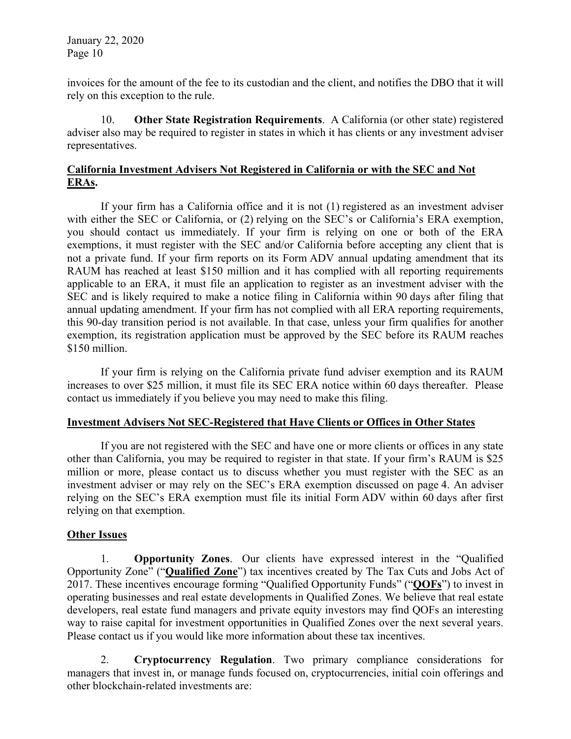invoices for the amount of the fee to its custodian and the client, and notifies the DBO that it will rely on this exception to the rule.

10. **Other State Registration Requirements**. A California (or other state) registered adviser also may be required to register in states in which it has clients or any investment adviser representatives.

## <u>California Investment Advisers Not Registered in California or with the SEC and Not ERAs.</u>

If your firm has a California office and it is not (1) registered as an investment adviser with either the SEC or California, or (2) relying on the SEC's or California's ERA exemption, you should contact us immediately. If your firm is relying on one or both of the ERA exemptions, it must register with the SEC and/or California before accepting any client that is not a private fund. If your firm reports on its Form ADV annual updating amendment that its RAUM has reached at least $150 million and it has complied with all reporting requirements applicable to an ERA, it must file an application to register as an investment adviser with the SEC and is likely required to make a notice filing in California within 90 days after filing that annual updating amendment. If your firm has not complied with all ERA reporting requirements, this 90-day transition period is not available. In that case, unless your firm qualifies for another exemption, its registration application must be approved by the SEC before its RAUM reaches $150 million.

If your firm is relying on the California private fund adviser exemption and its RAUM increases to over $25 million, it must file its SEC ERA notice within 60 days thereafter. Please contact us immediately if you believe you may need to make this filing.

## <u>Investment Advisers Not SEC-Registered that Have Clients or Offices in Other States</u>

If you are not registered with the SEC and have one or more clients or offices in any state other than California, you may be required to register in that state. If your firm's RAUM is $25 million or more, please contact us to discuss whether you must register with the SEC as an investment adviser or may rely on the SEC's ERA exemption discussed on page 4. An adviser relying on the SEC's ERA exemption must file its initial Form ADV within 60 days after first relying on that exemption.

## <u>Other Issues</u>

1. **Opportunity Zones**. Our clients have expressed interest in the "Qualified Opportunity Zone" ("**<u>Qualified Zone</u>**") tax incentives created by The Tax Cuts and Jobs Act of 2017. These incentives encourage forming "Qualified Opportunity Funds" ("**<u>QOFs</u>**") to invest in operating businesses and real estate developments in Qualified Zones. We believe that real estate developers, real estate fund managers and private equity investors may find QOFs an interesting way to raise capital for investment opportunities in Qualified Zones over the next several years. Please contact us if you would like more information about these tax incentives.

2. **Cryptocurrency Regulation**. Two primary compliance considerations for managers that invest in, or manage funds focused on, cryptocurrencies, initial coin offerings and other blockchain-related investments are: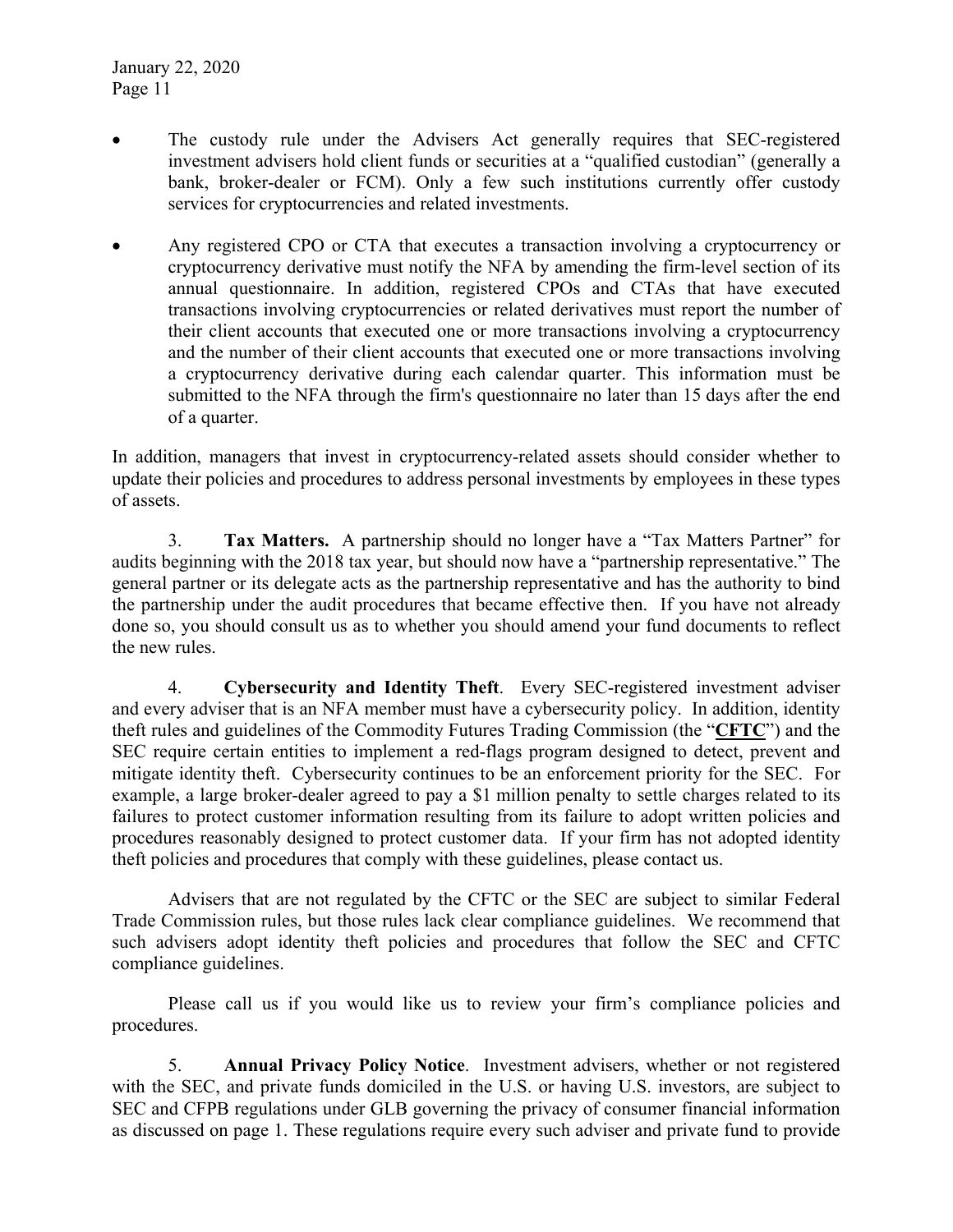- The custody rule under the Advisers Act generally requires that SEC-registered investment advisers hold client funds or securities at a "qualified custodian" (generally a bank, broker-dealer or FCM). Only a few such institutions currently offer custody services for cryptocurrencies and related investments.
- Any registered CPO or CTA that executes a transaction involving a cryptocurrency or cryptocurrency derivative must notify the NFA by amending the firm-level section of its annual questionnaire. In addition, registered CPOs and CTAs that have executed transactions involving cryptocurrencies or related derivatives must report the number of their client accounts that executed one or more transactions involving a cryptocurrency and the number of their client accounts that executed one or more transactions involving a cryptocurrency derivative during each calendar quarter. This information must be submitted to the NFA through the firm's questionnaire no later than 15 days after the end of a quarter.

In addition, managers that invest in cryptocurrency-related assets should consider whether to update their policies and procedures to address personal investments by employees in these types of assets.

3. **Tax Matters.** A partnership should no longer have a "Tax Matters Partner" for audits beginning with the 2018 tax year, but should now have a "partnership representative." The general partner or its delegate acts as the partnership representative and has the authority to bind the partnership under the audit procedures that became effective then. If you have not already done so, you should consult us as to whether you should amend your fund documents to reflect the new rules.

4. **Cybersecurity and Identity Theft**. Every SEC-registered investment adviser and every adviser that is an NFA member must have a cybersecurity policy. In addition, identity theft rules and guidelines of the Commodity Futures Trading Commission (the "**CFTC**") and the SEC require certain entities to implement a red-flags program designed to detect, prevent and mitigate identity theft. Cybersecurity continues to be an enforcement priority for the SEC. For example, a large broker-dealer agreed to pay a $1 million penalty to settle charges related to its failures to protect customer information resulting from its failure to adopt written policies and procedures reasonably designed to protect customer data. If your firm has not adopted identity theft policies and procedures that comply with these guidelines, please contact us.

Advisers that are not regulated by the CFTC or the SEC are subject to similar Federal Trade Commission rules, but those rules lack clear compliance guidelines. We recommend that such advisers adopt identity theft policies and procedures that follow the SEC and CFTC compliance guidelines.

Please call us if you would like us to review your firm's compliance policies and procedures.

5. **Annual Privacy Policy Notice**. Investment advisers, whether or not registered with the SEC, and private funds domiciled in the U.S. or having U.S. investors, are subject to SEC and CFPB regulations under GLB governing the privacy of consumer financial information as discussed on page 1. These regulations require every such adviser and private fund to provide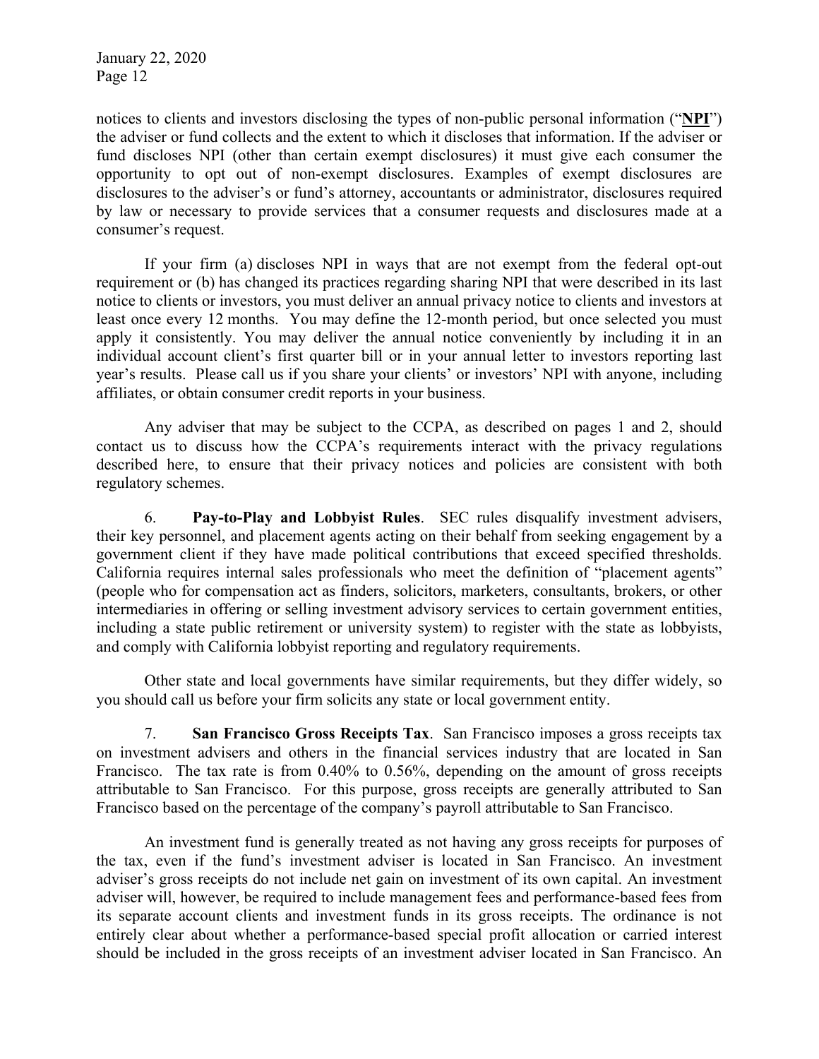notices to clients and investors disclosing the types of non-public personal information ("**NPI**") the adviser or fund collects and the extent to which it discloses that information. If the adviser or fund discloses NPI (other than certain exempt disclosures) it must give each consumer the opportunity to opt out of non-exempt disclosures. Examples of exempt disclosures are disclosures to the adviser's or fund's attorney, accountants or administrator, disclosures required by law or necessary to provide services that a consumer requests and disclosures made at a consumer's request.

If your firm (a) discloses NPI in ways that are not exempt from the federal opt-out requirement or (b) has changed its practices regarding sharing NPI that were described in its last notice to clients or investors, you must deliver an annual privacy notice to clients and investors at least once every 12 months. You may define the 12-month period, but once selected you must apply it consistently. You may deliver the annual notice conveniently by including it in an individual account client's first quarter bill or in your annual letter to investors reporting last year's results. Please call us if you share your clients' or investors' NPI with anyone, including affiliates, or obtain consumer credit reports in your business.

Any adviser that may be subject to the CCPA, as described on pages 1 and 2, should contact us to discuss how the CCPA's requirements interact with the privacy regulations described here, to ensure that their privacy notices and policies are consistent with both regulatory schemes.

6. **Pay-to-Play and Lobbyist Rules**. SEC rules disqualify investment advisers, their key personnel, and placement agents acting on their behalf from seeking engagement by a government client if they have made political contributions that exceed specified thresholds. California requires internal sales professionals who meet the definition of "placement agents" (people who for compensation act as finders, solicitors, marketers, consultants, brokers, or other intermediaries in offering or selling investment advisory services to certain government entities, including a state public retirement or university system) to register with the state as lobbyists, and comply with California lobbyist reporting and regulatory requirements.

Other state and local governments have similar requirements, but they differ widely, so you should call us before your firm solicits any state or local government entity.

7. **San Francisco Gross Receipts Tax**. San Francisco imposes a gross receipts tax on investment advisers and others in the financial services industry that are located in San Francisco. The tax rate is from 0.40% to 0.56%, depending on the amount of gross receipts attributable to San Francisco. For this purpose, gross receipts are generally attributed to San Francisco based on the percentage of the company's payroll attributable to San Francisco.

An investment fund is generally treated as not having any gross receipts for purposes of the tax, even if the fund's investment adviser is located in San Francisco. An investment adviser's gross receipts do not include net gain on investment of its own capital. An investment adviser will, however, be required to include management fees and performance-based fees from its separate account clients and investment funds in its gross receipts. The ordinance is not entirely clear about whether a performance-based special profit allocation or carried interest should be included in the gross receipts of an investment adviser located in San Francisco. An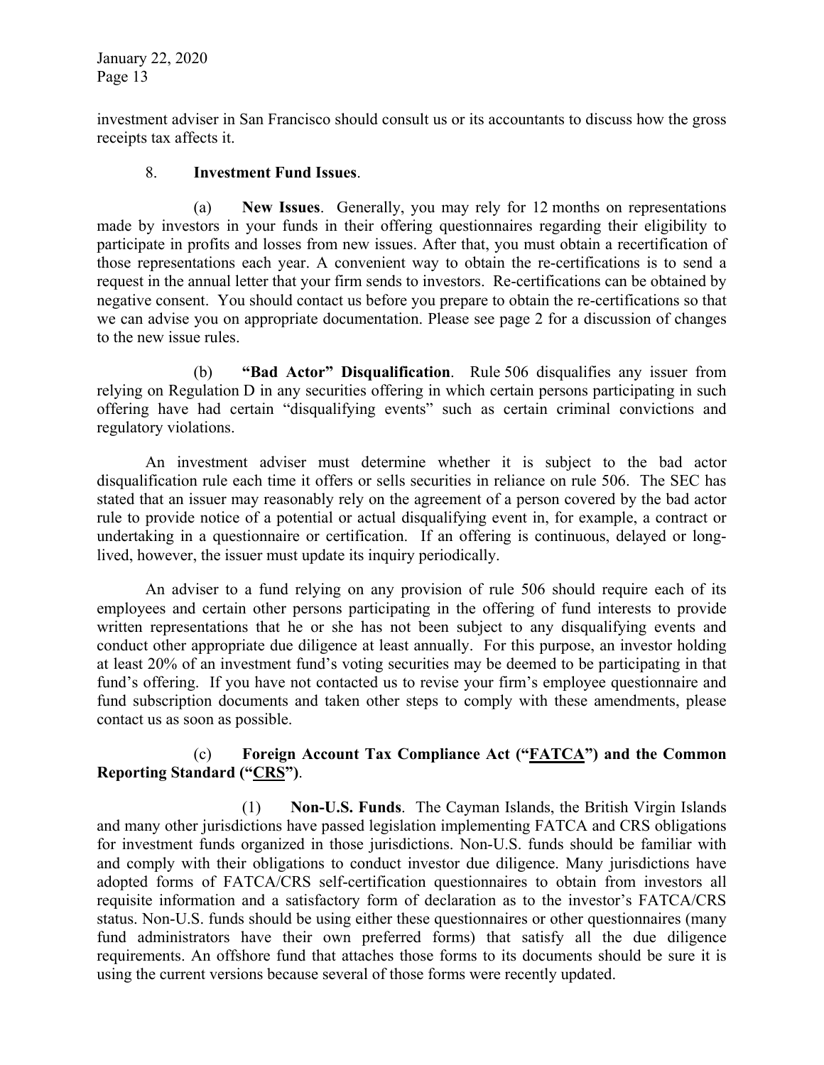investment adviser in San Francisco should consult us or its accountants to discuss how the gross receipts tax affects it.

8. **Investment Fund Issues**.

(a) **New Issues**. Generally, you may rely for 12 months on representations made by investors in your funds in their offering questionnaires regarding their eligibility to participate in profits and losses from new issues. After that, you must obtain a recertification of those representations each year. A convenient way to obtain the re-certifications is to send a request in the annual letter that your firm sends to investors. Re-certifications can be obtained by negative consent. You should contact us before you prepare to obtain the re-certifications so that we can advise you on appropriate documentation. Please see page 2 for a discussion of changes to the new issue rules.

(b) **"Bad Actor" Disqualification**. Rule 506 disqualifies any issuer from relying on Regulation D in any securities offering in which certain persons participating in such offering have had certain "disqualifying events" such as certain criminal convictions and regulatory violations.

An investment adviser must determine whether it is subject to the bad actor disqualification rule each time it offers or sells securities in reliance on rule 506. The SEC has stated that an issuer may reasonably rely on the agreement of a person covered by the bad actor rule to provide notice of a potential or actual disqualifying event in, for example, a contract or undertaking in a questionnaire or certification. If an offering is continuous, delayed or long-lived, however, the issuer must update its inquiry periodically.

An adviser to a fund relying on any provision of rule 506 should require each of its employees and certain other persons participating in the offering of fund interests to provide written representations that he or she has not been subject to any disqualifying events and conduct other appropriate due diligence at least annually. For this purpose, an investor holding at least 20% of an investment fund's voting securities may be deemed to be participating in that fund's offering. If you have not contacted us to revise your firm's employee questionnaire and fund subscription documents and taken other steps to comply with these amendments, please contact us as soon as possible.

(c) **Foreign Account Tax Compliance Act ("FATCA") and the Common Reporting Standard ("CRS")**.

(1) **Non-U.S. Funds**. The Cayman Islands, the British Virgin Islands and many other jurisdictions have passed legislation implementing FATCA and CRS obligations for investment funds organized in those jurisdictions. Non-U.S. funds should be familiar with and comply with their obligations to conduct investor due diligence. Many jurisdictions have adopted forms of FATCA/CRS self-certification questionnaires to obtain from investors all requisite information and a satisfactory form of declaration as to the investor's FATCA/CRS status. Non-U.S. funds should be using either these questionnaires or other questionnaires (many fund administrators have their own preferred forms) that satisfy all the due diligence requirements. An offshore fund that attaches those forms to its documents should be sure it is using the current versions because several of those forms were recently updated.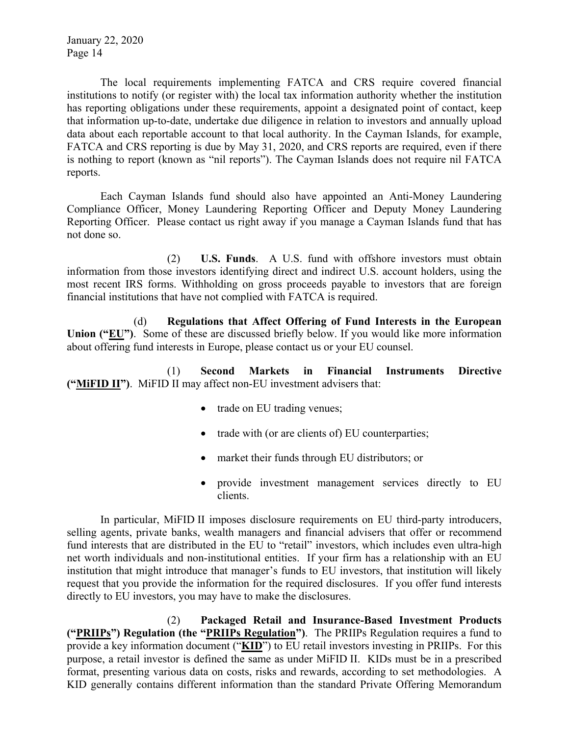The local requirements implementing FATCA and CRS require covered financial institutions to notify (or register with) the local tax information authority whether the institution has reporting obligations under these requirements, appoint a designated point of contact, keep that information up-to-date, undertake due diligence in relation to investors and annually upload data about each reportable account to that local authority. In the Cayman Islands, for example, FATCA and CRS reporting is due by May 31, 2020, and CRS reports are required, even if there is nothing to report (known as "nil reports"). The Cayman Islands does not require nil FATCA reports.

Each Cayman Islands fund should also have appointed an Anti-Money Laundering Compliance Officer, Money Laundering Reporting Officer and Deputy Money Laundering Reporting Officer. Please contact us right away if you manage a Cayman Islands fund that has not done so.

(2) **U.S. Funds**. A U.S. fund with offshore investors must obtain information from those investors identifying direct and indirect U.S. account holders, using the most recent IRS forms. Withholding on gross proceeds payable to investors that are foreign financial institutions that have not complied with FATCA is required.

(d) **Regulations that Affect Offering of Fund Interests in the European Union ("EU")**. Some of these are discussed briefly below. If you would like more information about offering fund interests in Europe, please contact us or your EU counsel.

(1) **Second Markets in Financial Instruments Directive ("MiFID II")**. MiFID II may affect non-EU investment advisers that:

- trade on EU trading venues;
- trade with (or are clients of) EU counterparties;
- market their funds through EU distributors; or
- provide investment management services directly to EU clients.

In particular, MiFID II imposes disclosure requirements on EU third-party introducers, selling agents, private banks, wealth managers and financial advisers that offer or recommend fund interests that are distributed in the EU to "retail" investors, which includes even ultra-high net worth individuals and non-institutional entities. If your firm has a relationship with an EU institution that might introduce that manager's funds to EU investors, that institution will likely request that you provide the information for the required disclosures. If you offer fund interests directly to EU investors, you may have to make the disclosures.

(2) **Packaged Retail and Insurance-Based Investment Products ("PRIIPs") Regulation (the "PRIIPs Regulation")**. The PRIIPs Regulation requires a fund to provide a key information document ("**KID**") to EU retail investors investing in PRIIPs. For this purpose, a retail investor is defined the same as under MiFID II. KIDs must be in a prescribed format, presenting various data on costs, risks and rewards, according to set methodologies. A KID generally contains different information than the standard Private Offering Memorandum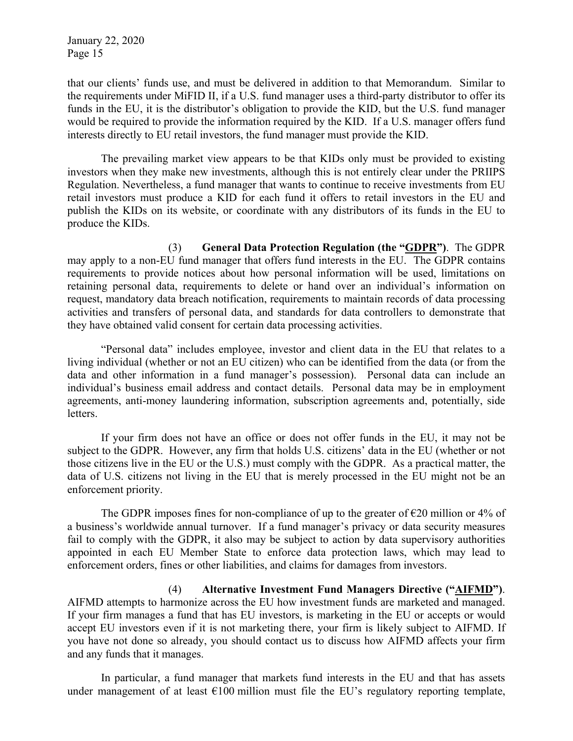that our clients' funds use, and must be delivered in addition to that Memorandum. Similar to the requirements under MiFID II, if a U.S. fund manager uses a third-party distributor to offer its funds in the EU, it is the distributor's obligation to provide the KID, but the U.S. fund manager would be required to provide the information required by the KID. If a U.S. manager offers fund interests directly to EU retail investors, the fund manager must provide the KID.

The prevailing market view appears to be that KIDs only must be provided to existing investors when they make new investments, although this is not entirely clear under the PRIIPS Regulation. Nevertheless, a fund manager that wants to continue to receive investments from EU retail investors must produce a KID for each fund it offers to retail investors in the EU and publish the KIDs on its website, or coordinate with any distributors of its funds in the EU to produce the KIDs.

(3) **General Data Protection Regulation (the "GDPR")**. The GDPR may apply to a non-EU fund manager that offers fund interests in the EU. The GDPR contains requirements to provide notices about how personal information will be used, limitations on retaining personal data, requirements to delete or hand over an individual's information on request, mandatory data breach notification, requirements to maintain records of data processing activities and transfers of personal data, and standards for data controllers to demonstrate that they have obtained valid consent for certain data processing activities.

"Personal data" includes employee, investor and client data in the EU that relates to a living individual (whether or not an EU citizen) who can be identified from the data (or from the data and other information in a fund manager's possession). Personal data can include an individual's business email address and contact details. Personal data may be in employment agreements, anti-money laundering information, subscription agreements and, potentially, side letters.

If your firm does not have an office or does not offer funds in the EU, it may not be subject to the GDPR. However, any firm that holds U.S. citizens' data in the EU (whether or not those citizens live in the EU or the U.S.) must comply with the GDPR. As a practical matter, the data of U.S. citizens not living in the EU that is merely processed in the EU might not be an enforcement priority.

The GDPR imposes fines for non-compliance of up to the greater of €20 million or 4% of a business's worldwide annual turnover. If a fund manager's privacy or data security measures fail to comply with the GDPR, it also may be subject to action by data supervisory authorities appointed in each EU Member State to enforce data protection laws, which may lead to enforcement orders, fines or other liabilities, and claims for damages from investors.

(4) **Alternative Investment Fund Managers Directive ("AIFMD")**. AIFMD attempts to harmonize across the EU how investment funds are marketed and managed. If your firm manages a fund that has EU investors, is marketing in the EU or accepts or would accept EU investors even if it is not marketing there, your firm is likely subject to AIFMD. If you have not done so already, you should contact us to discuss how AIFMD affects your firm and any funds that it manages.

In particular, a fund manager that markets fund interests in the EU and that has assets under management of at least €100 million must file the EU's regulatory reporting template,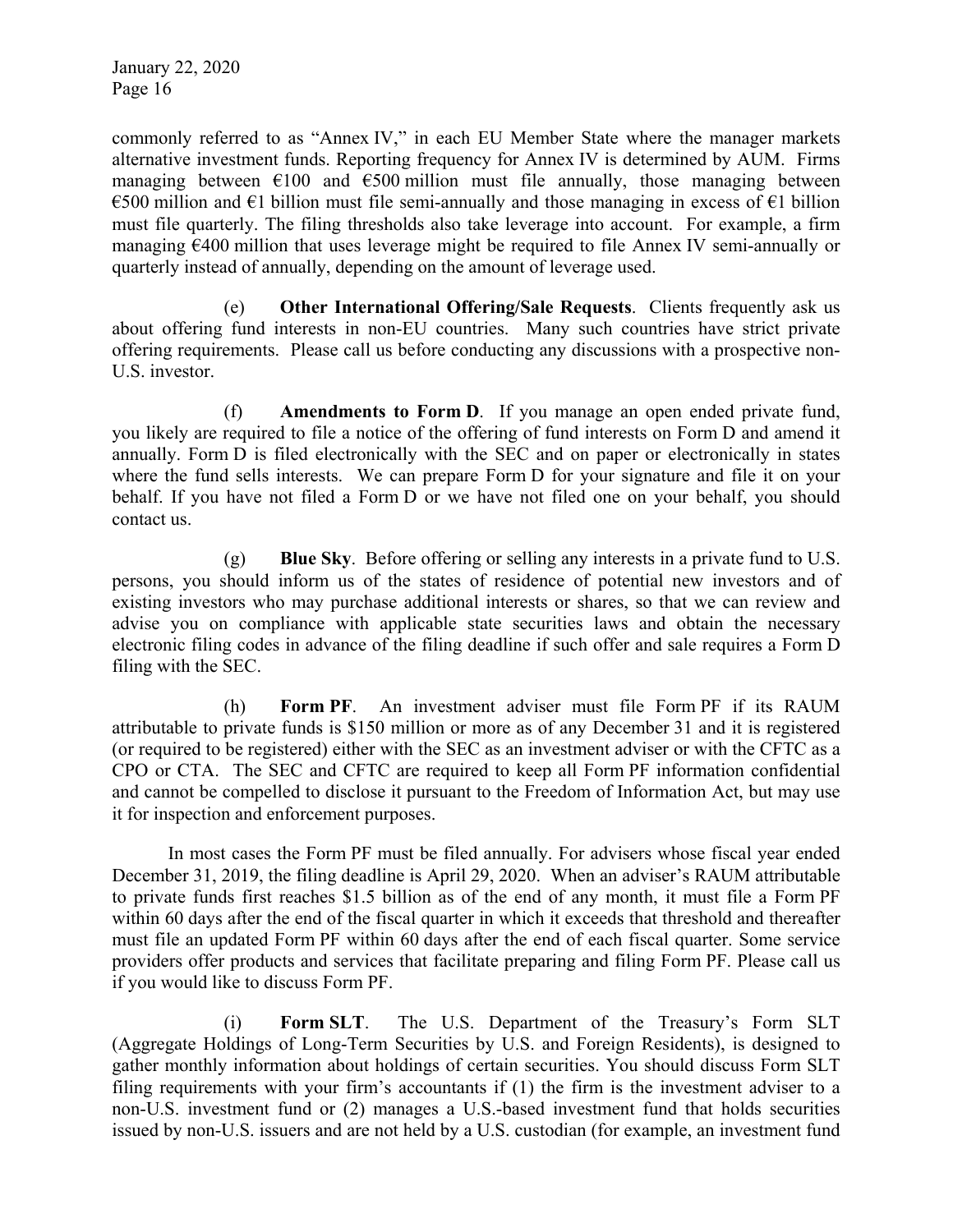commonly referred to as "Annex IV," in each EU Member State where the manager markets alternative investment funds. Reporting frequency for Annex IV is determined by AUM. Firms managing between €100 and €500 million must file annually, those managing between €500 million and €1 billion must file semi-annually and those managing in excess of €1 billion must file quarterly. The filing thresholds also take leverage into account. For example, a firm managing €400 million that uses leverage might be required to file Annex IV semi-annually or quarterly instead of annually, depending on the amount of leverage used.

(e) **Other International Offering/Sale Requests**. Clients frequently ask us about offering fund interests in non-EU countries. Many such countries have strict private offering requirements. Please call us before conducting any discussions with a prospective non-U.S. investor.

(f) **Amendments to Form D**. If you manage an open ended private fund, you likely are required to file a notice of the offering of fund interests on Form D and amend it annually. Form D is filed electronically with the SEC and on paper or electronically in states where the fund sells interests. We can prepare Form D for your signature and file it on your behalf. If you have not filed a Form D or we have not filed one on your behalf, you should contact us.

(g) **Blue Sky**. Before offering or selling any interests in a private fund to U.S. persons, you should inform us of the states of residence of potential new investors and of existing investors who may purchase additional interests or shares, so that we can review and advise you on compliance with applicable state securities laws and obtain the necessary electronic filing codes in advance of the filing deadline if such offer and sale requires a Form D filing with the SEC.

(h) **Form PF**. An investment adviser must file Form PF if its RAUM attributable to private funds is $150 million or more as of any December 31 and it is registered (or required to be registered) either with the SEC as an investment adviser or with the CFTC as a CPO or CTA. The SEC and CFTC are required to keep all Form PF information confidential and cannot be compelled to disclose it pursuant to the Freedom of Information Act, but may use it for inspection and enforcement purposes.

In most cases the Form PF must be filed annually. For advisers whose fiscal year ended December 31, 2019, the filing deadline is April 29, 2020. When an adviser's RAUM attributable to private funds first reaches $1.5 billion as of the end of any month, it must file a Form PF within 60 days after the end of the fiscal quarter in which it exceeds that threshold and thereafter must file an updated Form PF within 60 days after the end of each fiscal quarter. Some service providers offer products and services that facilitate preparing and filing Form PF. Please call us if you would like to discuss Form PF.

(i) **Form SLT**. The U.S. Department of the Treasury's Form SLT (Aggregate Holdings of Long-Term Securities by U.S. and Foreign Residents), is designed to gather monthly information about holdings of certain securities. You should discuss Form SLT filing requirements with your firm's accountants if (1) the firm is the investment adviser to a non-U.S. investment fund or (2) manages a U.S.-based investment fund that holds securities issued by non-U.S. issuers and are not held by a U.S. custodian (for example, an investment fund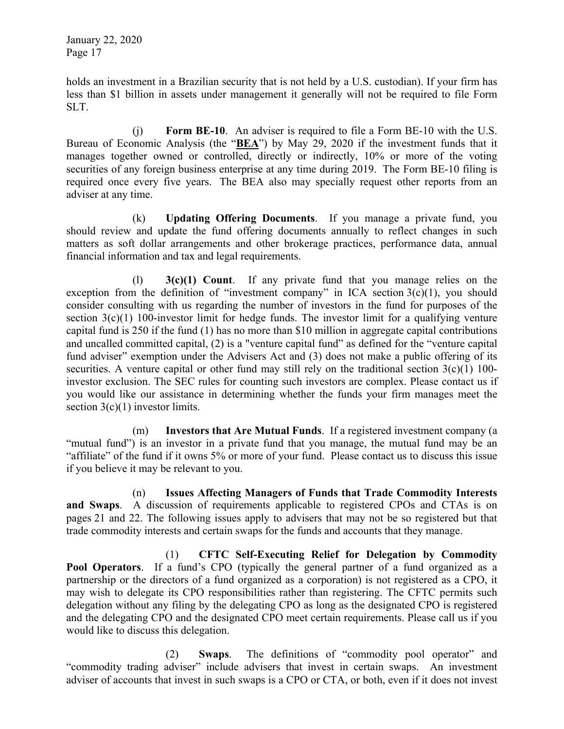holds an investment in a Brazilian security that is not held by a U.S. custodian). If your firm has less than $1 billion in assets under management it generally will not be required to file Form SLT.

(j) **Form BE-10**. An adviser is required to file a Form BE-10 with the U.S. Bureau of Economic Analysis (the "**BEA**") by May 29, 2020 if the investment funds that it manages together owned or controlled, directly or indirectly, 10% or more of the voting securities of any foreign business enterprise at any time during 2019. The Form BE-10 filing is required once every five years. The BEA also may specially request other reports from an adviser at any time.

(k) **Updating Offering Documents**. If you manage a private fund, you should review and update the fund offering documents annually to reflect changes in such matters as soft dollar arrangements and other brokerage practices, performance data, annual financial information and tax and legal requirements.

(l) **3(c)(1) Count**. If any private fund that you manage relies on the exception from the definition of "investment company" in ICA section 3(c)(1), you should consider consulting with us regarding the number of investors in the fund for purposes of the section 3(c)(1) 100-investor limit for hedge funds. The investor limit for a qualifying venture capital fund is 250 if the fund (1) has no more than $10 million in aggregate capital contributions and uncalled committed capital, (2) is a "venture capital fund" as defined for the "venture capital fund adviser" exemption under the Advisers Act and (3) does not make a public offering of its securities. A venture capital or other fund may still rely on the traditional section 3(c)(1) 100-investor exclusion. The SEC rules for counting such investors are complex. Please contact us if you would like our assistance in determining whether the funds your firm manages meet the section 3(c)(1) investor limits.

(m) **Investors that Are Mutual Funds**. If a registered investment company (a "mutual fund") is an investor in a private fund that you manage, the mutual fund may be an "affiliate" of the fund if it owns 5% or more of your fund. Please contact us to discuss this issue if you believe it may be relevant to you.

(n) **Issues Affecting Managers of Funds that Trade Commodity Interests and Swaps**. A discussion of requirements applicable to registered CPOs and CTAs is on pages 21 and 22. The following issues apply to advisers that may not be so registered but that trade commodity interests and certain swaps for the funds and accounts that they manage.

(1) **CFTC Self-Executing Relief for Delegation by Commodity Pool Operators**. If a fund's CPO (typically the general partner of a fund organized as a partnership or the directors of a fund organized as a corporation) is not registered as a CPO, it may wish to delegate its CPO responsibilities rather than registering. The CFTC permits such delegation without any filing by the delegating CPO as long as the designated CPO is registered and the delegating CPO and the designated CPO meet certain requirements. Please call us if you would like to discuss this delegation.

(2) **Swaps**. The definitions of "commodity pool operator" and "commodity trading adviser" include advisers that invest in certain swaps. An investment adviser of accounts that invest in such swaps is a CPO or CTA, or both, even if it does not invest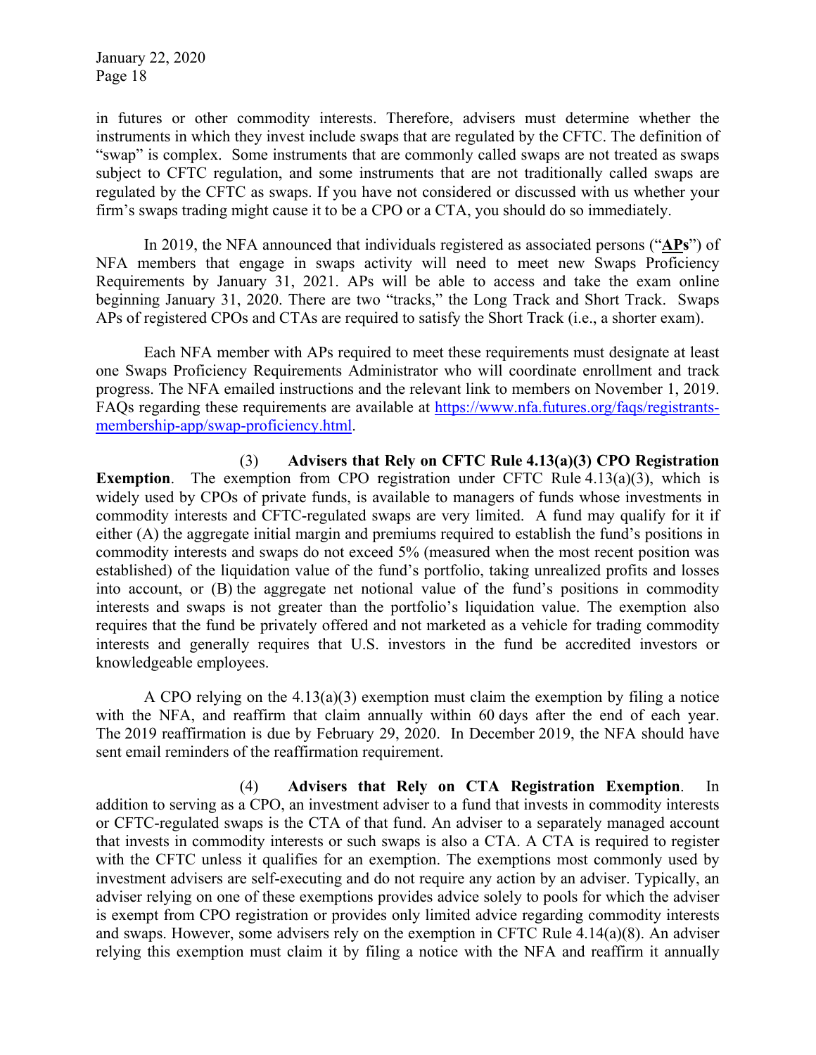in futures or other commodity interests. Therefore, advisers must determine whether the instruments in which they invest include swaps that are regulated by the CFTC. The definition of "swap" is complex. Some instruments that are commonly called swaps are not treated as swaps subject to CFTC regulation, and some instruments that are not traditionally called swaps are regulated by the CFTC as swaps. If you have not considered or discussed with us whether your firm's swaps trading might cause it to be a CPO or a CTA, you should do so immediately.

In 2019, the NFA announced that individuals registered as associated persons ("**APs**") of NFA members that engage in swaps activity will need to meet new Swaps Proficiency Requirements by January 31, 2021. APs will be able to access and take the exam online beginning January 31, 2020. There are two "tracks," the Long Track and Short Track. Swaps APs of registered CPOs and CTAs are required to satisfy the Short Track (i.e., a shorter exam).

Each NFA member with APs required to meet these requirements must designate at least one Swaps Proficiency Requirements Administrator who will coordinate enrollment and track progress. The NFA emailed instructions and the relevant link to members on November 1, 2019. FAQs regarding these requirements are available at https://www.nfa.futures.org/faqs/registrants-membership-app/swap-proficiency.html.

(3) **Advisers that Rely on CFTC Rule 4.13(a)(3) CPO Registration Exemption**. The exemption from CPO registration under CFTC Rule 4.13(a)(3), which is widely used by CPOs of private funds, is available to managers of funds whose investments in commodity interests and CFTC-regulated swaps are very limited. A fund may qualify for it if either (A) the aggregate initial margin and premiums required to establish the fund's positions in commodity interests and swaps do not exceed 5% (measured when the most recent position was established) of the liquidation value of the fund's portfolio, taking unrealized profits and losses into account, or (B) the aggregate net notional value of the fund's positions in commodity interests and swaps is not greater than the portfolio's liquidation value. The exemption also requires that the fund be privately offered and not marketed as a vehicle for trading commodity interests and generally requires that U.S. investors in the fund be accredited investors or knowledgeable employees.

A CPO relying on the 4.13(a)(3) exemption must claim the exemption by filing a notice with the NFA, and reaffirm that claim annually within 60 days after the end of each year. The 2019 reaffirmation is due by February 29, 2020. In December 2019, the NFA should have sent email reminders of the reaffirmation requirement.

(4) **Advisers that Rely on CTA Registration Exemption**. In addition to serving as a CPO, an investment adviser to a fund that invests in commodity interests or CFTC-regulated swaps is the CTA of that fund. An adviser to a separately managed account that invests in commodity interests or such swaps is also a CTA. A CTA is required to register with the CFTC unless it qualifies for an exemption. The exemptions most commonly used by investment advisers are self-executing and do not require any action by an adviser. Typically, an adviser relying on one of these exemptions provides advice solely to pools for which the adviser is exempt from CPO registration or provides only limited advice regarding commodity interests and swaps. However, some advisers rely on the exemption in CFTC Rule 4.14(a)(8). An adviser relying this exemption must claim it by filing a notice with the NFA and reaffirm it annually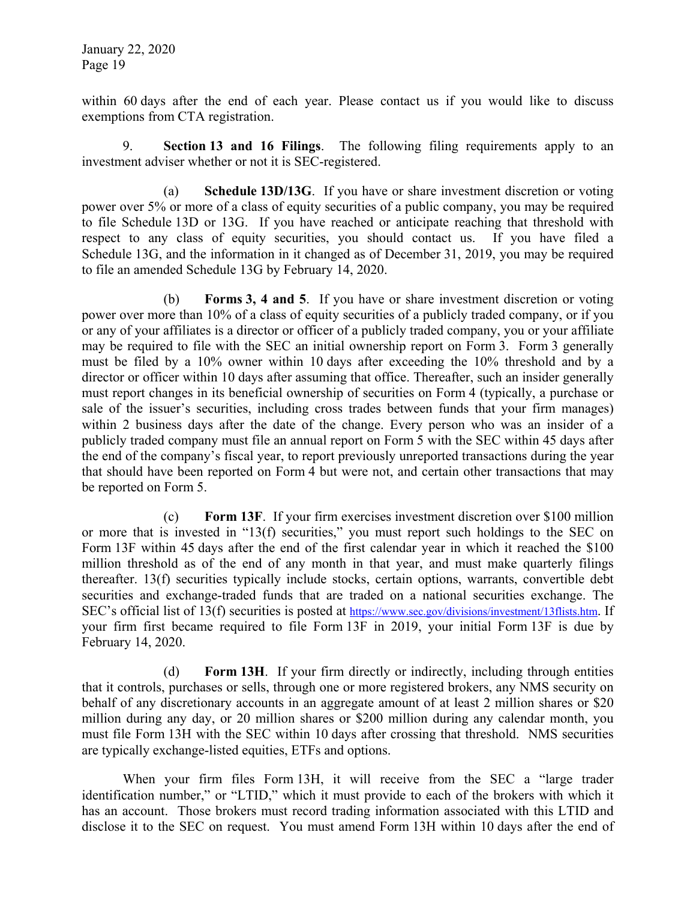within 60 days after the end of each year. Please contact us if you would like to discuss exemptions from CTA registration.

9. **Section 13 and 16 Filings**. The following filing requirements apply to an investment adviser whether or not it is SEC-registered.

(a) **Schedule 13D/13G**. If you have or share investment discretion or voting power over 5% or more of a class of equity securities of a public company, you may be required to file Schedule 13D or 13G. If you have reached or anticipate reaching that threshold with respect to any class of equity securities, you should contact us. If you have filed a Schedule 13G, and the information in it changed as of December 31, 2019, you may be required to file an amended Schedule 13G by February 14, 2020.

(b) **Forms 3, 4 and 5**. If you have or share investment discretion or voting power over more than 10% of a class of equity securities of a publicly traded company, or if you or any of your affiliates is a director or officer of a publicly traded company, you or your affiliate may be required to file with the SEC an initial ownership report on Form 3. Form 3 generally must be filed by a 10% owner within 10 days after exceeding the 10% threshold and by a director or officer within 10 days after assuming that office. Thereafter, such an insider generally must report changes in its beneficial ownership of securities on Form 4 (typically, a purchase or sale of the issuer's securities, including cross trades between funds that your firm manages) within 2 business days after the date of the change. Every person who was an insider of a publicly traded company must file an annual report on Form 5 with the SEC within 45 days after the end of the company's fiscal year, to report previously unreported transactions during the year that should have been reported on Form 4 but were not, and certain other transactions that may be reported on Form 5.

(c) **Form 13F**. If your firm exercises investment discretion over $100 million or more that is invested in "13(f) securities," you must report such holdings to the SEC on Form 13F within 45 days after the end of the first calendar year in which it reached the $100 million threshold as of the end of any month in that year, and must make quarterly filings thereafter. 13(f) securities typically include stocks, certain options, warrants, convertible debt securities and exchange-traded funds that are traded on a national securities exchange. The SEC's official list of 13(f) securities is posted at https://www.sec.gov/divisions/investment/13flists.htm. If your firm first became required to file Form 13F in 2019, your initial Form 13F is due by February 14, 2020.

(d) **Form 13H**. If your firm directly or indirectly, including through entities that it controls, purchases or sells, through one or more registered brokers, any NMS security on behalf of any discretionary accounts in an aggregate amount of at least 2 million shares or $20 million during any day, or 20 million shares or $200 million during any calendar month, you must file Form 13H with the SEC within 10 days after crossing that threshold. NMS securities are typically exchange-listed equities, ETFs and options.

When your firm files Form 13H, it will receive from the SEC a "large trader identification number," or "LTID," which it must provide to each of the brokers with which it has an account. Those brokers must record trading information associated with this LTID and disclose it to the SEC on request. You must amend Form 13H within 10 days after the end of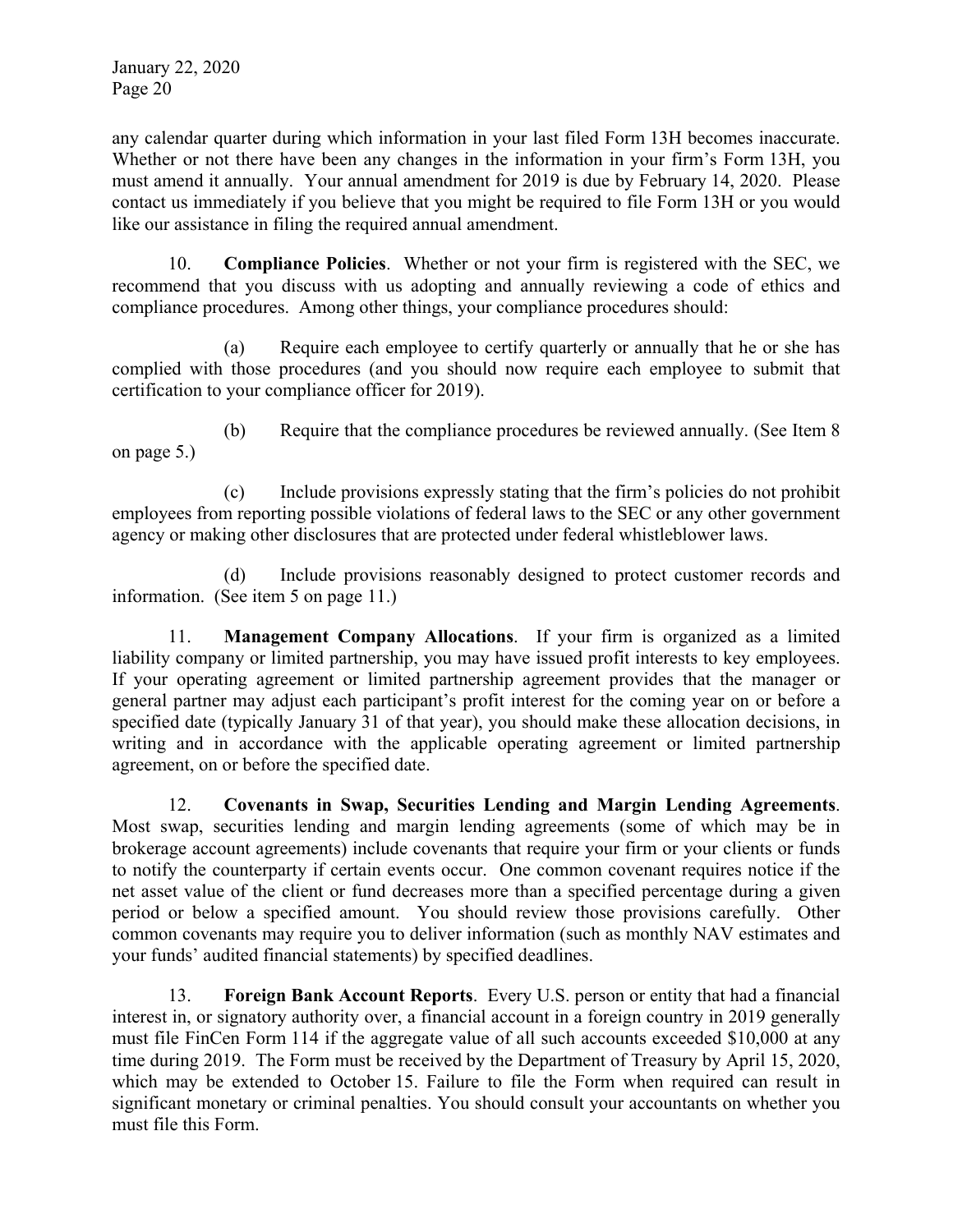any calendar quarter during which information in your last filed Form 13H becomes inaccurate. Whether or not there have been any changes in the information in your firm's Form 13H, you must amend it annually. Your annual amendment for 2019 is due by February 14, 2020. Please contact us immediately if you believe that you might be required to file Form 13H or you would like our assistance in filing the required annual amendment.

10. **Compliance Policies**. Whether or not your firm is registered with the SEC, we recommend that you discuss with us adopting and annually reviewing a code of ethics and compliance procedures. Among other things, your compliance procedures should:

(a) Require each employee to certify quarterly or annually that he or she has complied with those procedures (and you should now require each employee to submit that certification to your compliance officer for 2019).

(b) Require that the compliance procedures be reviewed annually. (See Item 8 on page 5.)

(c) Include provisions expressly stating that the firm's policies do not prohibit employees from reporting possible violations of federal laws to the SEC or any other government agency or making other disclosures that are protected under federal whistleblower laws.

(d) Include provisions reasonably designed to protect customer records and information. (See item 5 on page 11.)

11. **Management Company Allocations**. If your firm is organized as a limited liability company or limited partnership, you may have issued profit interests to key employees. If your operating agreement or limited partnership agreement provides that the manager or general partner may adjust each participant's profit interest for the coming year on or before a specified date (typically January 31 of that year), you should make these allocation decisions, in writing and in accordance with the applicable operating agreement or limited partnership agreement, on or before the specified date.

12. **Covenants in Swap, Securities Lending and Margin Lending Agreements**. Most swap, securities lending and margin lending agreements (some of which may be in brokerage account agreements) include covenants that require your firm or your clients or funds to notify the counterparty if certain events occur. One common covenant requires notice if the net asset value of the client or fund decreases more than a specified percentage during a given period or below a specified amount. You should review those provisions carefully. Other common covenants may require you to deliver information (such as monthly NAV estimates and your funds' audited financial statements) by specified deadlines.

13. **Foreign Bank Account Reports**. Every U.S. person or entity that had a financial interest in, or signatory authority over, a financial account in a foreign country in 2019 generally must file FinCen Form 114 if the aggregate value of all such accounts exceeded $10,000 at any time during 2019. The Form must be received by the Department of Treasury by April 15, 2020, which may be extended to October 15. Failure to file the Form when required can result in significant monetary or criminal penalties. You should consult your accountants on whether you must file this Form.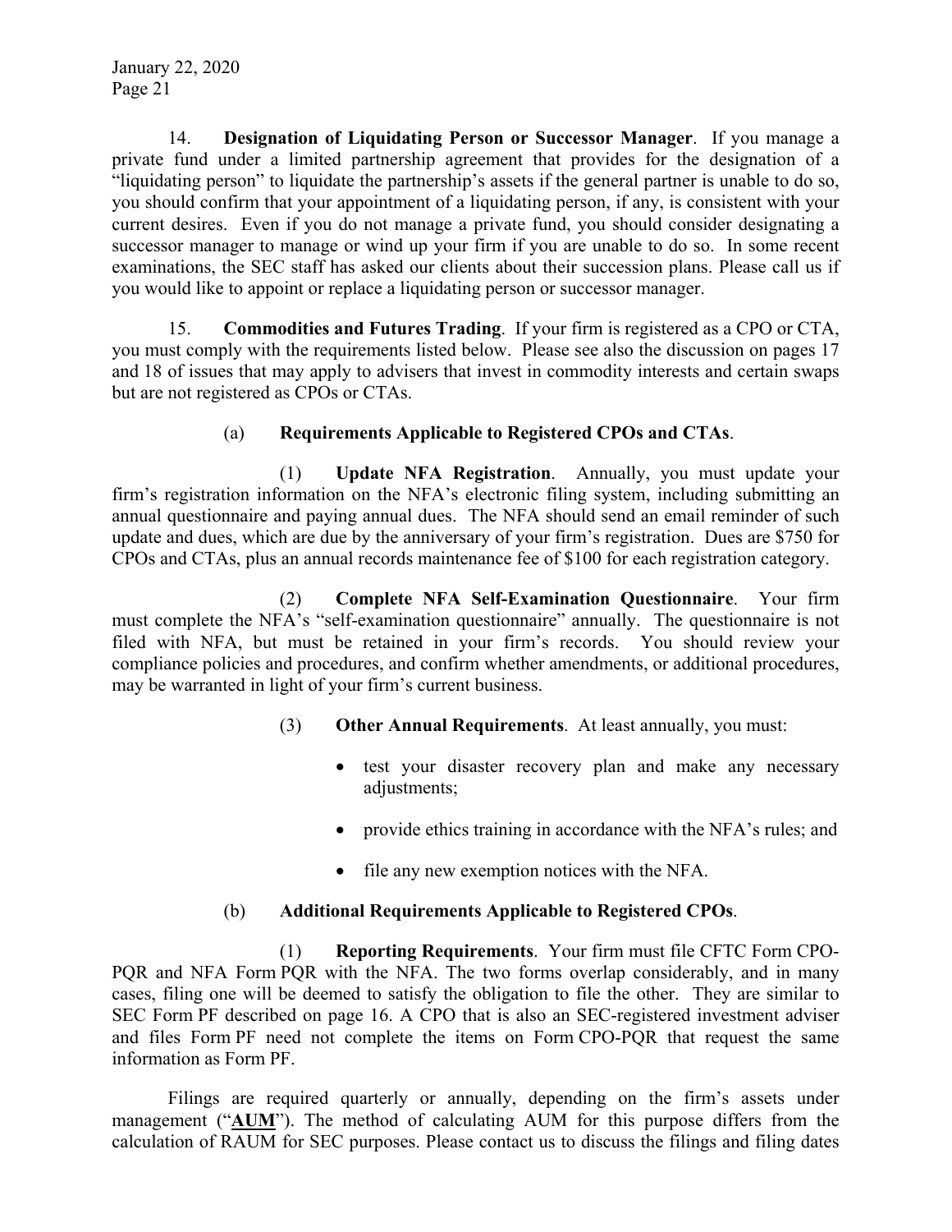14. **Designation of Liquidating Person or Successor Manager**. If you manage a private fund under a limited partnership agreement that provides for the designation of a "liquidating person" to liquidate the partnership's assets if the general partner is unable to do so, you should confirm that your appointment of a liquidating person, if any, is consistent with your current desires. Even if you do not manage a private fund, you should consider designating a successor manager to manage or wind up your firm if you are unable to do so. In some recent examinations, the SEC staff has asked our clients about their succession plans. Please call us if you would like to appoint or replace a liquidating person or successor manager.

15. **Commodities and Futures Trading**. If your firm is registered as a CPO or CTA, you must comply with the requirements listed below. Please see also the discussion on pages 17 and 18 of issues that may apply to advisers that invest in commodity interests and certain swaps but are not registered as CPOs or CTAs.

(a) **Requirements Applicable to Registered CPOs and CTAs**.

(1) **Update NFA Registration**. Annually, you must update your firm's registration information on the NFA's electronic filing system, including submitting an annual questionnaire and paying annual dues. The NFA should send an email reminder of such update and dues, which are due by the anniversary of your firm's registration. Dues are $750 for CPOs and CTAs, plus an annual records maintenance fee of $100 for each registration category.

(2) **Complete NFA Self-Examination Questionnaire**. Your firm must complete the NFA's "self-examination questionnaire" annually. The questionnaire is not filed with NFA, but must be retained in your firm's records. You should review your compliance policies and procedures, and confirm whether amendments, or additional procedures, may be warranted in light of your firm's current business.

(3) **Other Annual Requirements**. At least annually, you must:

- test your disaster recovery plan and make any necessary adjustments;
- provide ethics training in accordance with the NFA's rules; and
- file any new exemption notices with the NFA.

(b) **Additional Requirements Applicable to Registered CPOs**.

(1) **Reporting Requirements**. Your firm must file CFTC Form CPO-PQR and NFA Form PQR with the NFA. The two forms overlap considerably, and in many cases, filing one will be deemed to satisfy the obligation to file the other. They are similar to SEC Form PF described on page 16. A CPO that is also an SEC-registered investment adviser and files Form PF need not complete the items on Form CPO-PQR that request the same information as Form PF.

Filings are required quarterly or annually, depending on the firm's assets under management ("**AUM**"). The method of calculating AUM for this purpose differs from the calculation of RAUM for SEC purposes. Please contact us to discuss the filings and filing dates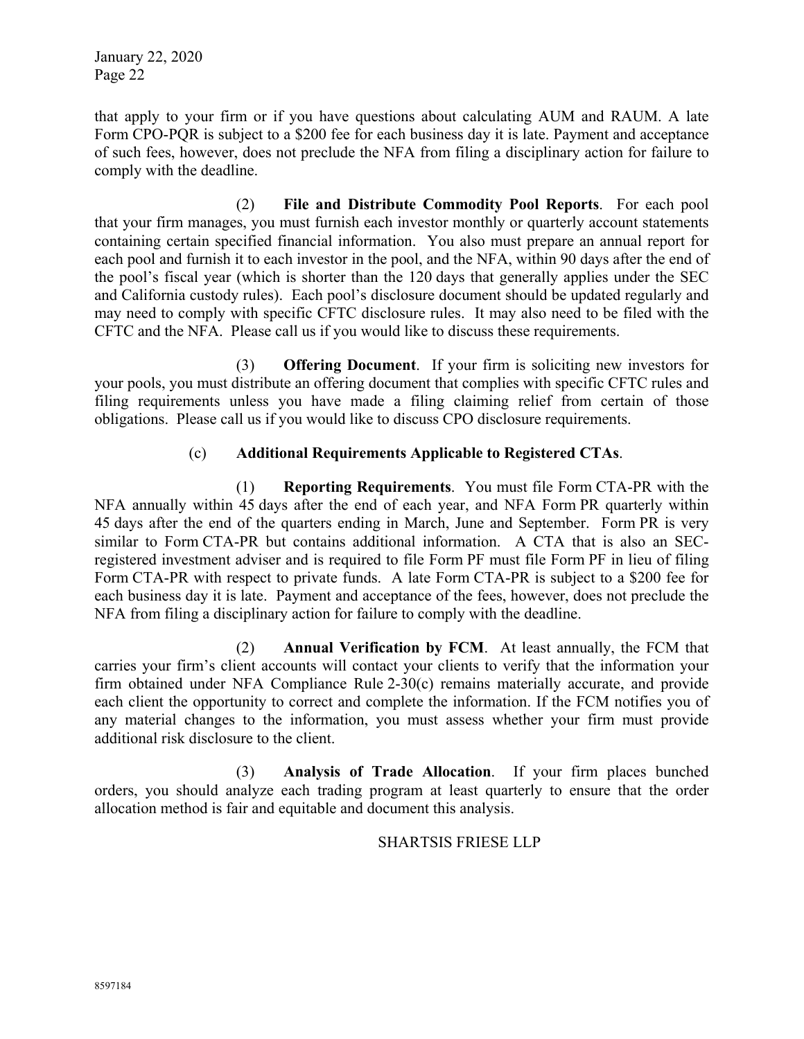that apply to your firm or if you have questions about calculating AUM and RAUM. A late Form CPO-PQR is subject to a $200 fee for each business day it is late. Payment and acceptance of such fees, however, does not preclude the NFA from filing a disciplinary action for failure to comply with the deadline.

(2) **File and Distribute Commodity Pool Reports**. For each pool that your firm manages, you must furnish each investor monthly or quarterly account statements containing certain specified financial information. You also must prepare an annual report for each pool and furnish it to each investor in the pool, and the NFA, within 90 days after the end of the pool's fiscal year (which is shorter than the 120 days that generally applies under the SEC and California custody rules). Each pool's disclosure document should be updated regularly and may need to comply with specific CFTC disclosure rules. It may also need to be filed with the CFTC and the NFA. Please call us if you would like to discuss these requirements.

(3) **Offering Document**. If your firm is soliciting new investors for your pools, you must distribute an offering document that complies with specific CFTC rules and filing requirements unless you have made a filing claiming relief from certain of those obligations. Please call us if you would like to discuss CPO disclosure requirements.

(c) **Additional Requirements Applicable to Registered CTAs**.

(1) **Reporting Requirements**. You must file Form CTA-PR with the NFA annually within 45 days after the end of each year, and NFA Form PR quarterly within 45 days after the end of the quarters ending in March, June and September. Form PR is very similar to Form CTA-PR but contains additional information. A CTA that is also an SEC-registered investment adviser and is required to file Form PF must file Form PF in lieu of filing Form CTA-PR with respect to private funds. A late Form CTA-PR is subject to a $200 fee for each business day it is late. Payment and acceptance of the fees, however, does not preclude the NFA from filing a disciplinary action for failure to comply with the deadline.

(2) **Annual Verification by FCM**. At least annually, the FCM that carries your firm's client accounts will contact your clients to verify that the information your firm obtained under NFA Compliance Rule 2-30(c) remains materially accurate, and provide each client the opportunity to correct and complete the information. If the FCM notifies you of any material changes to the information, you must assess whether your firm must provide additional risk disclosure to the client.

(3) **Analysis of Trade Allocation**. If your firm places bunched orders, you should analyze each trading program at least quarterly to ensure that the order allocation method is fair and equitable and document this analysis.

SHARTSIS FRIESE LLP